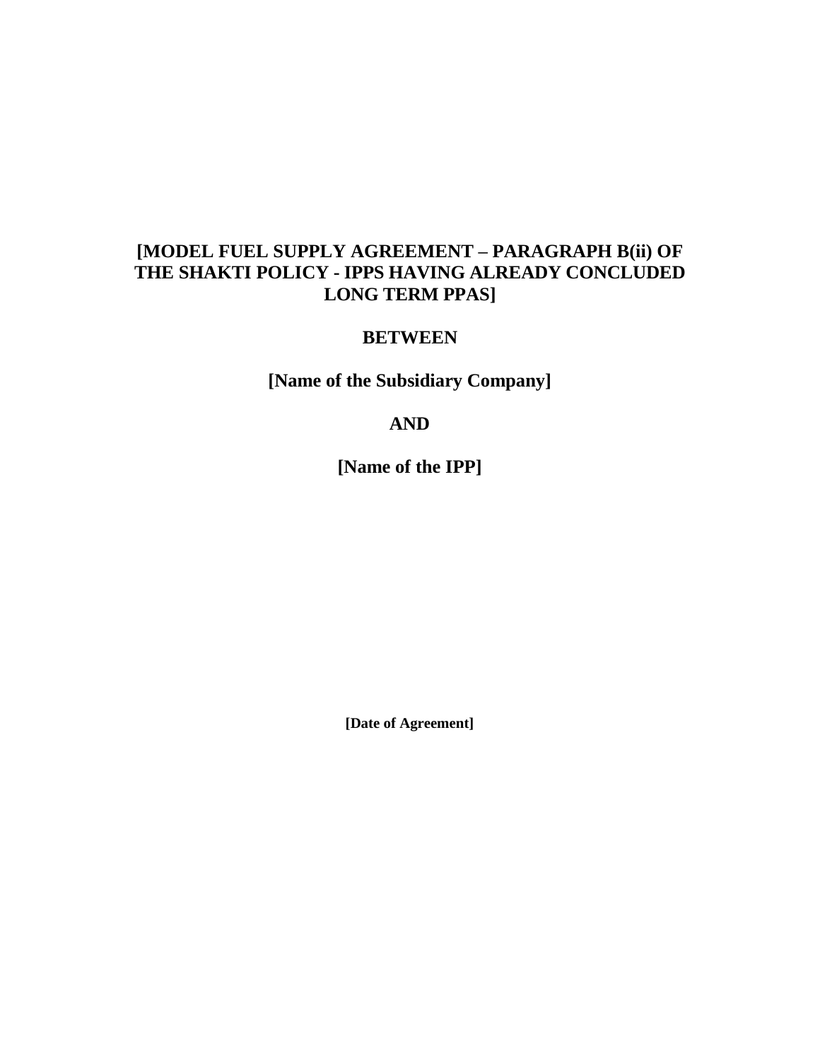# [MODEL FUEL SUPPLY AGREEMENT – PARAGRAPH B(ii) OF THE SHAKTI POLICY - IPPS HAVING ALREADY CONCLUDED LONG TERM PPAS]

**BETWEEN**

**[Name of the Subsidiary Company]**

**AND**

**[Name of the IPP]**

**[Date of Agreement]**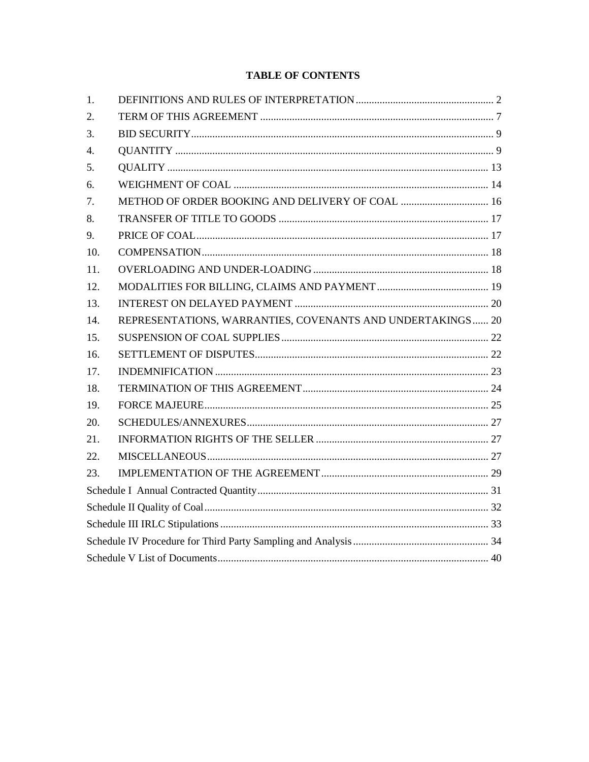**TABLE OF CONTENTS**

| | | |
|---|---|---|
| 1. | DEFINITIONS AND RULES OF INTERPRETATION | 2 |
| 2. | TERM OF THIS AGREEMENT | 7 |
| 3. | BID SECURITY | 9 |
| 4. | QUANTITY | 9 |
| 5. | QUALITY | 13 |
| 6. | WEIGHMENT OF COAL | 14 |
| 7. | METHOD OF ORDER BOOKING AND DELIVERY OF COAL | 16 |
| 8. | TRANSFER OF TITLE TO GOODS | 17 |
| 9. | PRICE OF COAL | 17 |
| 10. | COMPENSATION | 18 |
| 11. | OVERLOADING AND UNDER-LOADING | 18 |
| 12. | MODALITIES FOR BILLING, CLAIMS AND PAYMENT | 19 |
| 13. | INTEREST ON DELAYED PAYMENT | 20 |
| 14. | REPRESENTATIONS, WARRANTIES, COVENANTS AND UNDERTAKINGS | 20 |
| 15. | SUSPENSION OF COAL SUPPLIES | 22 |
| 16. | SETTLEMENT OF DISPUTES | 22 |
| 17. | INDEMNIFICATION | 23 |
| 18. | TERMINATION OF THIS AGREEMENT | 24 |
| 19. | FORCE MAJEURE | 25 |
| 20. | SCHEDULES/ANNEXURES | 27 |
| 21. | INFORMATION RIGHTS OF THE SELLER | 27 |
| 22. | MISCELLANEOUS | 27 |
| 23. | IMPLEMENTATION OF THE AGREEMENT | 29 |
| Schedule I | Annual Contracted Quantity | 31 |
| Schedule II | Quality of Coal | 32 |
| Schedule III | IRLC Stipulations | 33 |
| Schedule IV | Procedure for Third Party Sampling and Analysis | 34 |
| Schedule V | List of Documents | 40 |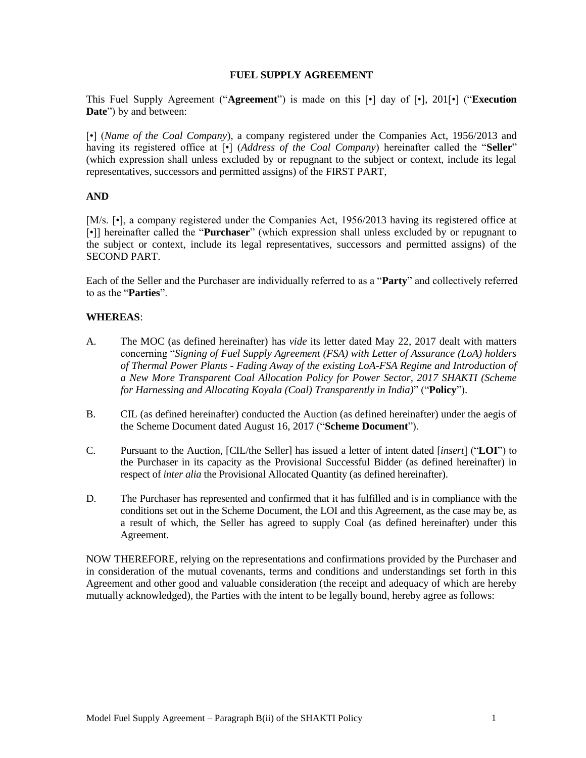# FUEL SUPPLY AGREEMENT

This Fuel Supply Agreement ("**Agreement**") is made on this [•] day of [•], 201[•] ("**Execution Date**") by and between:

[•] (*Name of the Coal Company*), a company registered under the Companies Act, 1956/2013 and having its registered office at [•] (*Address of the Coal Company*) hereinafter called the "**Seller**" (which expression shall unless excluded by or repugnant to the subject or context, include its legal representatives, successors and permitted assigns) of the FIRST PART,

**AND**

[M/s. [•], a company registered under the Companies Act, 1956/2013 having its registered office at [•]] hereinafter called the "**Purchaser**" (which expression shall unless excluded by or repugnant to the subject or context, include its legal representatives, successors and permitted assigns) of the SECOND PART.

Each of the Seller and the Purchaser are individually referred to as a "**Party**" and collectively referred to as the "**Parties**".

**WHEREAS**:

A. The MOC (as defined hereinafter) has *vide* its letter dated May 22, 2017 dealt with matters concerning "*Signing of Fuel Supply Agreement (FSA) with Letter of Assurance (LoA) holders of Thermal Power Plants - Fading Away of the existing LoA-FSA Regime and Introduction of a New More Transparent Coal Allocation Policy for Power Sector, 2017 SHAKTI (Scheme for Harnessing and Allocating Koyala (Coal) Transparently in India)*" ("**Policy**").

B. CIL (as defined hereinafter) conducted the Auction (as defined hereinafter) under the aegis of the Scheme Document dated August 16, 2017 ("**Scheme Document**").

C. Pursuant to the Auction, [CIL/the Seller] has issued a letter of intent dated [*insert*] ("**LOI**") to the Purchaser in its capacity as the Provisional Successful Bidder (as defined hereinafter) in respect of *inter alia* the Provisional Allocated Quantity (as defined hereinafter).

D. The Purchaser has represented and confirmed that it has fulfilled and is in compliance with the conditions set out in the Scheme Document, the LOI and this Agreement, as the case may be, as a result of which, the Seller has agreed to supply Coal (as defined hereinafter) under this Agreement.

NOW THEREFORE, relying on the representations and confirmations provided by the Purchaser and in consideration of the mutual covenants, terms and conditions and understandings set forth in this Agreement and other good and valuable consideration (the receipt and adequacy of which are hereby mutually acknowledged), the Parties with the intent to be legally bound, hereby agree as follows: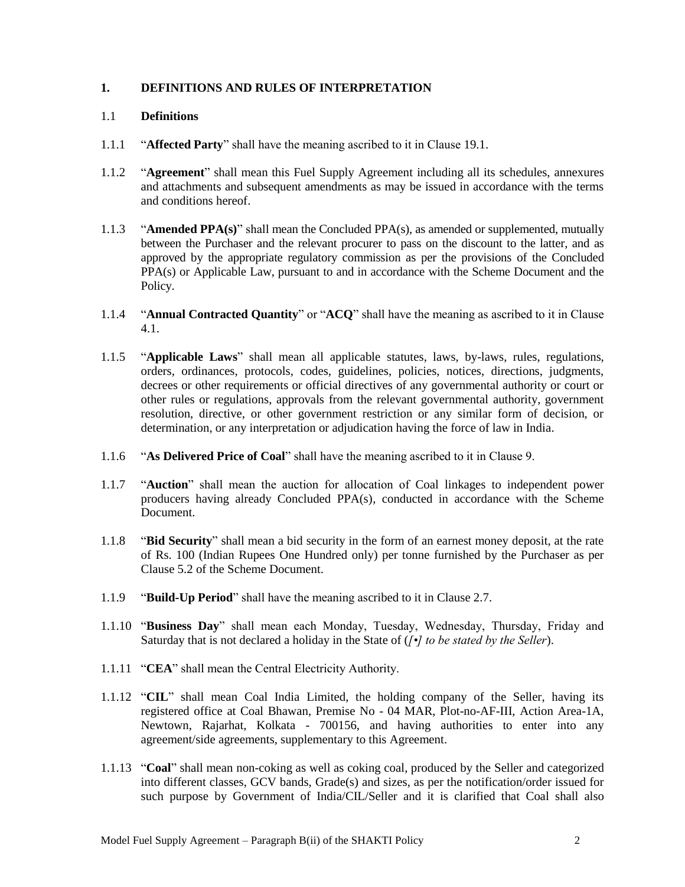## 1. DEFINITIONS AND RULES OF INTERPRETATION

### 1.1 Definitions

1.1.1 "**Affected Party**" shall have the meaning ascribed to it in Clause 19.1.

1.1.2 "**Agreement**" shall mean this Fuel Supply Agreement including all its schedules, annexures and attachments and subsequent amendments as may be issued in accordance with the terms and conditions hereof.

1.1.3 "**Amended PPA(s)**" shall mean the Concluded PPA(s), as amended or supplemented, mutually between the Purchaser and the relevant procurer to pass on the discount to the latter, and as approved by the appropriate regulatory commission as per the provisions of the Concluded PPA(s) or Applicable Law, pursuant to and in accordance with the Scheme Document and the Policy.

1.1.4 "**Annual Contracted Quantity**" or "**ACQ**" shall have the meaning as ascribed to it in Clause 4.1.

1.1.5 "**Applicable Laws**" shall mean all applicable statutes, laws, by-laws, rules, regulations, orders, ordinances, protocols, codes, guidelines, policies, notices, directions, judgments, decrees or other requirements or official directives of any governmental authority or court or other rules or regulations, approvals from the relevant governmental authority, government resolution, directive, or other government restriction or any similar form of decision, or determination, or any interpretation or adjudication having the force of law in India.

1.1.6 "**As Delivered Price of Coal**" shall have the meaning ascribed to it in Clause 9.

1.1.7 "**Auction**" shall mean the auction for allocation of Coal linkages to independent power producers having already Concluded PPA(s), conducted in accordance with the Scheme Document.

1.1.8 "**Bid Security**" shall mean a bid security in the form of an earnest money deposit, at the rate of Rs. 100 (Indian Rupees One Hundred only) per tonne furnished by the Purchaser as per Clause 5.2 of the Scheme Document.

1.1.9 "**Build-Up Period**" shall have the meaning ascribed to it in Clause 2.7.

1.1.10 "**Business Day**" shall mean each Monday, Tuesday, Wednesday, Thursday, Friday and Saturday that is not declared a holiday in the State of (*[•] to be stated by the Seller*).

1.1.11 "**CEA**" shall mean the Central Electricity Authority.

1.1.12 "**CIL**" shall mean Coal India Limited, the holding company of the Seller, having its registered office at Coal Bhawan, Premise No - 04 MAR, Plot-no-AF-III, Action Area-1A, Newtown, Rajarhat, Kolkata - 700156, and having authorities to enter into any agreement/side agreements, supplementary to this Agreement.

1.1.13 "**Coal**" shall mean non-coking as well as coking coal, produced by the Seller and categorized into different classes, GCV bands, Grade(s) and sizes, as per the notification/order issued for such purpose by Government of India/CIL/Seller and it is clarified that Coal shall also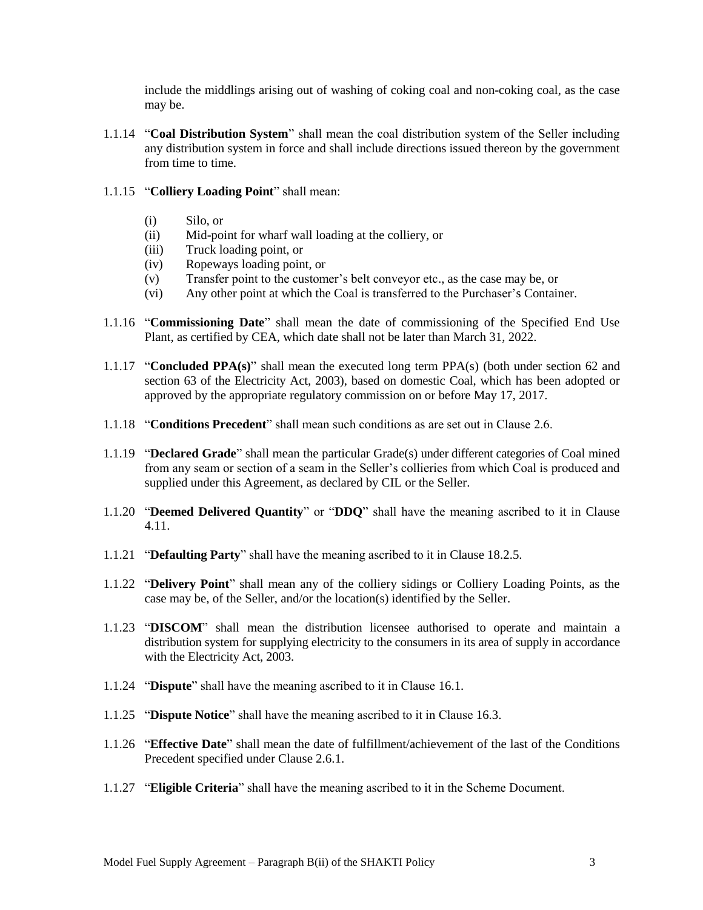include the middlings arising out of washing of coking coal and non-coking coal, as the case may be.

1.1.14 "**Coal Distribution System**" shall mean the coal distribution system of the Seller including any distribution system in force and shall include directions issued thereon by the government from time to time.

1.1.15 "**Colliery Loading Point**" shall mean:

- (i) Silo, or
- (ii) Mid-point for wharf wall loading at the colliery, or
- (iii) Truck loading point, or
- (iv) Ropeways loading point, or
- (v) Transfer point to the customer's belt conveyor etc., as the case may be, or
- (vi) Any other point at which the Coal is transferred to the Purchaser's Container.

1.1.16 "**Commissioning Date**" shall mean the date of commissioning of the Specified End Use Plant, as certified by CEA, which date shall not be later than March 31, 2022.

1.1.17 "**Concluded PPA(s)**" shall mean the executed long term PPA(s) (both under section 62 and section 63 of the Electricity Act, 2003), based on domestic Coal, which has been adopted or approved by the appropriate regulatory commission on or before May 17, 2017.

1.1.18 "**Conditions Precedent**" shall mean such conditions as are set out in Clause 2.6.

1.1.19 "**Declared Grade**" shall mean the particular Grade(s) under different categories of Coal mined from any seam or section of a seam in the Seller's collieries from which Coal is produced and supplied under this Agreement, as declared by CIL or the Seller.

1.1.20 "**Deemed Delivered Quantity**" or "**DDQ**" shall have the meaning ascribed to it in Clause 4.11.

1.1.21 "**Defaulting Party**" shall have the meaning ascribed to it in Clause 18.2.5.

1.1.22 "**Delivery Point**" shall mean any of the colliery sidings or Colliery Loading Points, as the case may be, of the Seller, and/or the location(s) identified by the Seller.

1.1.23 "**DISCOM**" shall mean the distribution licensee authorised to operate and maintain a distribution system for supplying electricity to the consumers in its area of supply in accordance with the Electricity Act, 2003.

1.1.24 "**Dispute**" shall have the meaning ascribed to it in Clause 16.1.

1.1.25 "**Dispute Notice**" shall have the meaning ascribed to it in Clause 16.3.

1.1.26 "**Effective Date**" shall mean the date of fulfillment/achievement of the last of the Conditions Precedent specified under Clause 2.6.1.

1.1.27 "**Eligible Criteria**" shall have the meaning ascribed to it in the Scheme Document.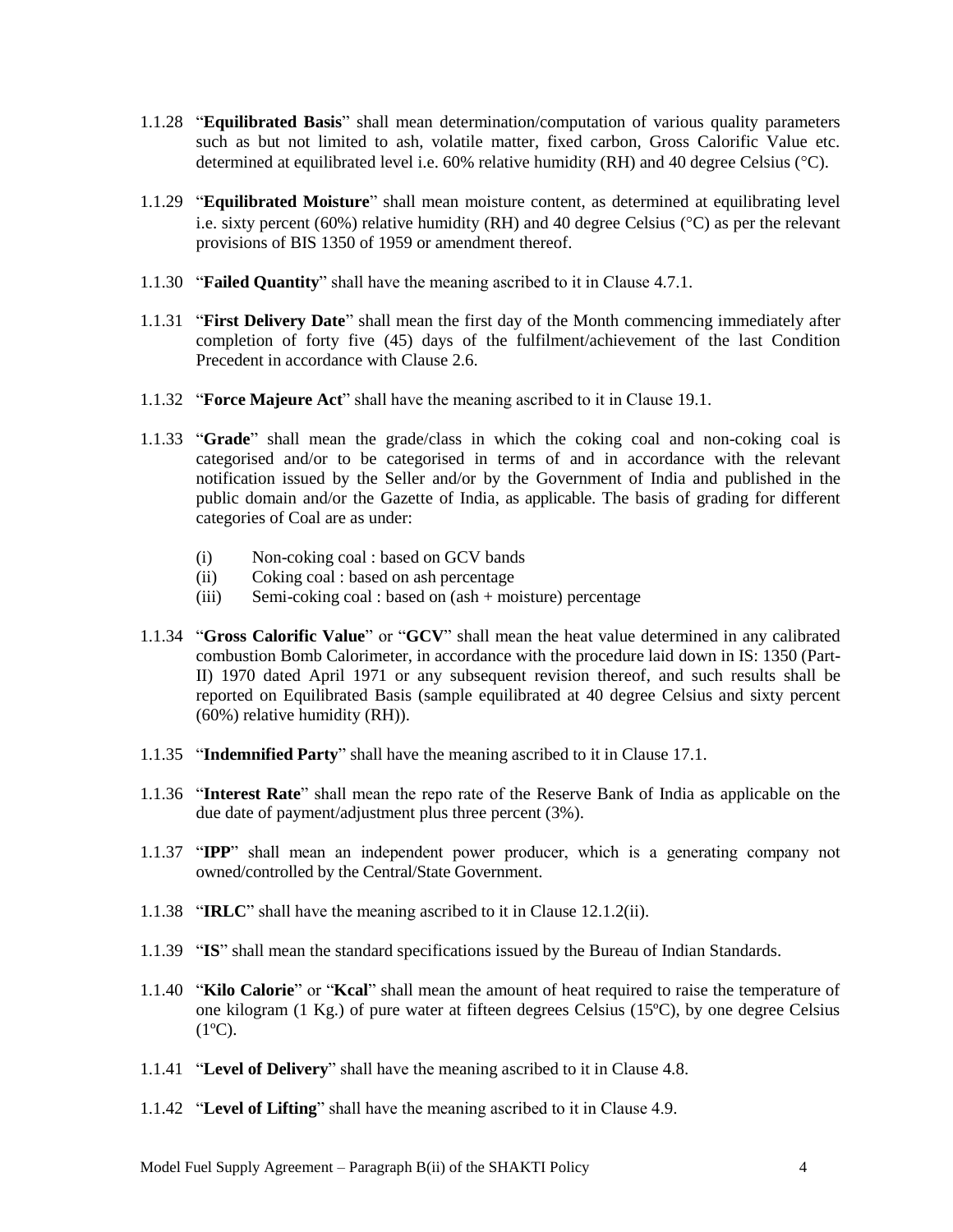1.1.28 "**Equilibrated Basis**" shall mean determination/computation of various quality parameters such as but not limited to ash, volatile matter, fixed carbon, Gross Calorific Value etc. determined at equilibrated level i.e. 60% relative humidity (RH) and 40 degree Celsius (°C).

1.1.29 "**Equilibrated Moisture**" shall mean moisture content, as determined at equilibrating level i.e. sixty percent (60%) relative humidity (RH) and 40 degree Celsius (°C) as per the relevant provisions of BIS 1350 of 1959 or amendment thereof.

1.1.30 "**Failed Quantity**" shall have the meaning ascribed to it in Clause 4.7.1.

1.1.31 "**First Delivery Date**" shall mean the first day of the Month commencing immediately after completion of forty five (45) days of the fulfilment/achievement of the last Condition Precedent in accordance with Clause 2.6.

1.1.32 "**Force Majeure Act**" shall have the meaning ascribed to it in Clause 19.1.

1.1.33 "**Grade**" shall mean the grade/class in which the coking coal and non-coking coal is categorised and/or to be categorised in terms of and in accordance with the relevant notification issued by the Seller and/or by the Government of India and published in the public domain and/or the Gazette of India, as applicable. The basis of grading for different categories of Coal are as under:

(i) Non-coking coal : based on GCV bands
(ii) Coking coal : based on ash percentage
(iii) Semi-coking coal : based on (ash + moisture) percentage

1.1.34 "**Gross Calorific Value**" or "**GCV**" shall mean the heat value determined in any calibrated combustion Bomb Calorimeter, in accordance with the procedure laid down in IS: 1350 (Part-II) 1970 dated April 1971 or any subsequent revision thereof, and such results shall be reported on Equilibrated Basis (sample equilibrated at 40 degree Celsius and sixty percent (60%) relative humidity (RH)).

1.1.35 "**Indemnified Party**" shall have the meaning ascribed to it in Clause 17.1.

1.1.36 "**Interest Rate**" shall mean the repo rate of the Reserve Bank of India as applicable on the due date of payment/adjustment plus three percent (3%).

1.1.37 "**IPP**" shall mean an independent power producer, which is a generating company not owned/controlled by the Central/State Government.

1.1.38 "**IRLC**" shall have the meaning ascribed to it in Clause 12.1.2(ii).

1.1.39 "**IS**" shall mean the standard specifications issued by the Bureau of Indian Standards.

1.1.40 "**Kilo Calorie**" or "**Kcal**" shall mean the amount of heat required to raise the temperature of one kilogram (1 Kg.) of pure water at fifteen degrees Celsius (15ºC), by one degree Celsius (1ºC).

1.1.41 "**Level of Delivery**" shall have the meaning ascribed to it in Clause 4.8.

1.1.42 "**Level of Lifting**" shall have the meaning ascribed to it in Clause 4.9.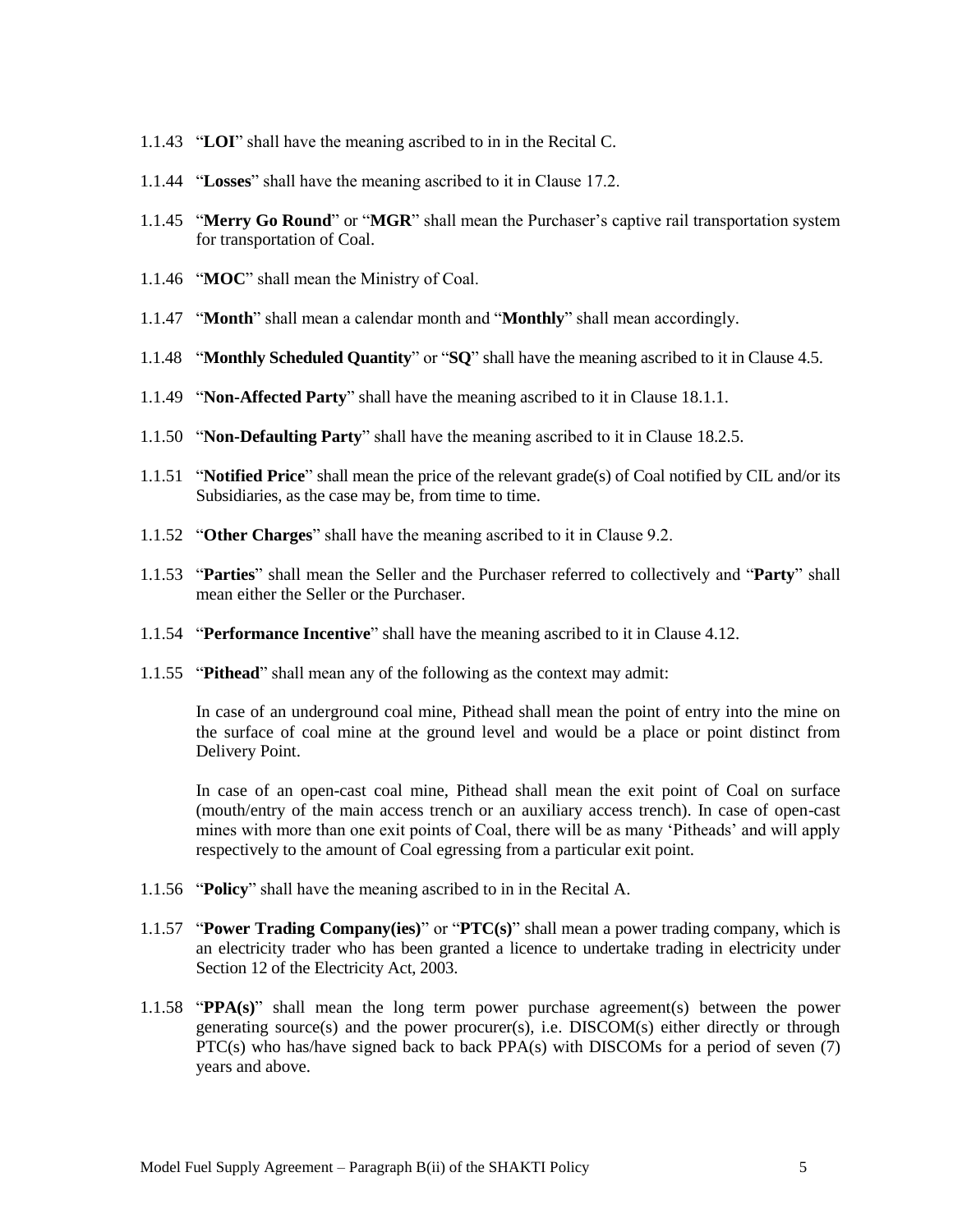1.1.43 "**LOI**" shall have the meaning ascribed to in in the Recital C.

1.1.44 "**Losses**" shall have the meaning ascribed to it in Clause 17.2.

1.1.45 "**Merry Go Round**" or "**MGR**" shall mean the Purchaser's captive rail transportation system for transportation of Coal.

1.1.46 "**MOC**" shall mean the Ministry of Coal.

1.1.47 "**Month**" shall mean a calendar month and "**Monthly**" shall mean accordingly.

1.1.48 "**Monthly Scheduled Quantity**" or "**SQ**" shall have the meaning ascribed to it in Clause 4.5.

1.1.49 "**Non-Affected Party**" shall have the meaning ascribed to it in Clause 18.1.1.

1.1.50 "**Non-Defaulting Party**" shall have the meaning ascribed to it in Clause 18.2.5.

1.1.51 "**Notified Price**" shall mean the price of the relevant grade(s) of Coal notified by CIL and/or its Subsidiaries, as the case may be, from time to time.

1.1.52 "**Other Charges**" shall have the meaning ascribed to it in Clause 9.2.

1.1.53 "**Parties**" shall mean the Seller and the Purchaser referred to collectively and "**Party**" shall mean either the Seller or the Purchaser.

1.1.54 "**Performance Incentive**" shall have the meaning ascribed to it in Clause 4.12.

1.1.55 "**Pithead**" shall mean any of the following as the context may admit:

In case of an underground coal mine, Pithead shall mean the point of entry into the mine on the surface of coal mine at the ground level and would be a place or point distinct from Delivery Point.

In case of an open-cast coal mine, Pithead shall mean the exit point of Coal on surface (mouth/entry of the main access trench or an auxiliary access trench). In case of open-cast mines with more than one exit points of Coal, there will be as many 'Pitheads' and will apply respectively to the amount of Coal egressing from a particular exit point.

1.1.56 "**Policy**" shall have the meaning ascribed to in in the Recital A.

1.1.57 "**Power Trading Company(ies)**" or "**PTC(s)**" shall mean a power trading company, which is an electricity trader who has been granted a licence to undertake trading in electricity under Section 12 of the Electricity Act, 2003.

1.1.58 "**PPA(s)**" shall mean the long term power purchase agreement(s) between the power generating source(s) and the power procurer(s), i.e. DISCOM(s) either directly or through PTC(s) who has/have signed back to back PPA(s) with DISCOMs for a period of seven (7) years and above.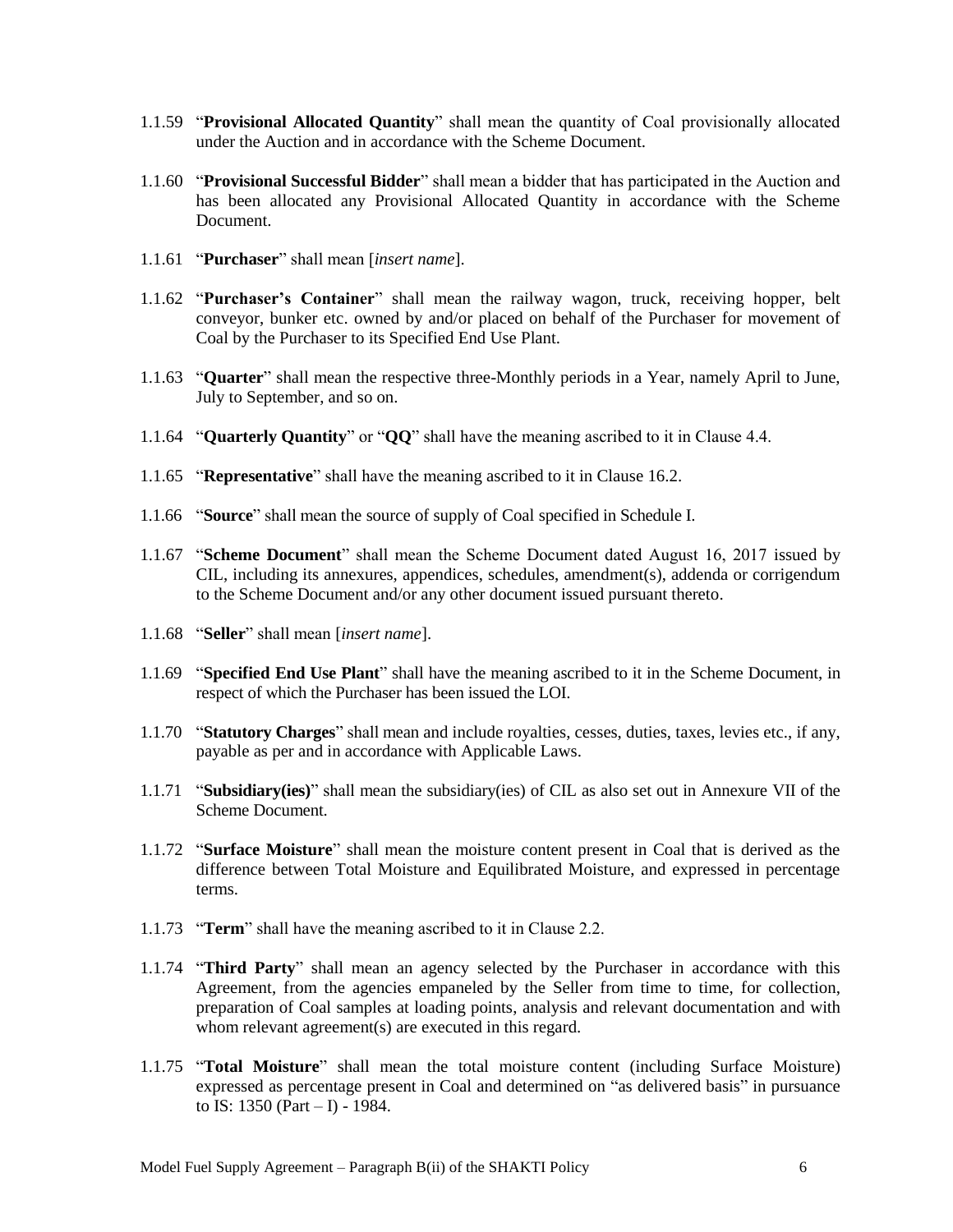1.1.59 "**Provisional Allocated Quantity**" shall mean the quantity of Coal provisionally allocated under the Auction and in accordance with the Scheme Document.

1.1.60 "**Provisional Successful Bidder**" shall mean a bidder that has participated in the Auction and has been allocated any Provisional Allocated Quantity in accordance with the Scheme Document.

1.1.61 "**Purchaser**" shall mean [*insert name*].

1.1.62 "**Purchaser's Container**" shall mean the railway wagon, truck, receiving hopper, belt conveyor, bunker etc. owned by and/or placed on behalf of the Purchaser for movement of Coal by the Purchaser to its Specified End Use Plant.

1.1.63 "**Quarter**" shall mean the respective three-Monthly periods in a Year, namely April to June, July to September, and so on.

1.1.64 "**Quarterly Quantity**" or "**QQ**" shall have the meaning ascribed to it in Clause 4.4.

1.1.65 "**Representative**" shall have the meaning ascribed to it in Clause 16.2.

1.1.66 "**Source**" shall mean the source of supply of Coal specified in Schedule I.

1.1.67 "**Scheme Document**" shall mean the Scheme Document dated August 16, 2017 issued by CIL, including its annexures, appendices, schedules, amendment(s), addenda or corrigendum to the Scheme Document and/or any other document issued pursuant thereto.

1.1.68 "**Seller**" shall mean [*insert name*].

1.1.69 "**Specified End Use Plant**" shall have the meaning ascribed to it in the Scheme Document, in respect of which the Purchaser has been issued the LOI.

1.1.70 "**Statutory Charges**" shall mean and include royalties, cesses, duties, taxes, levies etc., if any, payable as per and in accordance with Applicable Laws.

1.1.71 "**Subsidiary(ies)**" shall mean the subsidiary(ies) of CIL as also set out in Annexure VII of the Scheme Document.

1.1.72 "**Surface Moisture**" shall mean the moisture content present in Coal that is derived as the difference between Total Moisture and Equilibrated Moisture, and expressed in percentage terms.

1.1.73 "**Term**" shall have the meaning ascribed to it in Clause 2.2.

1.1.74 "**Third Party**" shall mean an agency selected by the Purchaser in accordance with this Agreement, from the agencies empaneled by the Seller from time to time, for collection, preparation of Coal samples at loading points, analysis and relevant documentation and with whom relevant agreement(s) are executed in this regard.

1.1.75 "**Total Moisture**" shall mean the total moisture content (including Surface Moisture) expressed as percentage present in Coal and determined on "as delivered basis" in pursuance to IS: 1350 (Part – I) - 1984.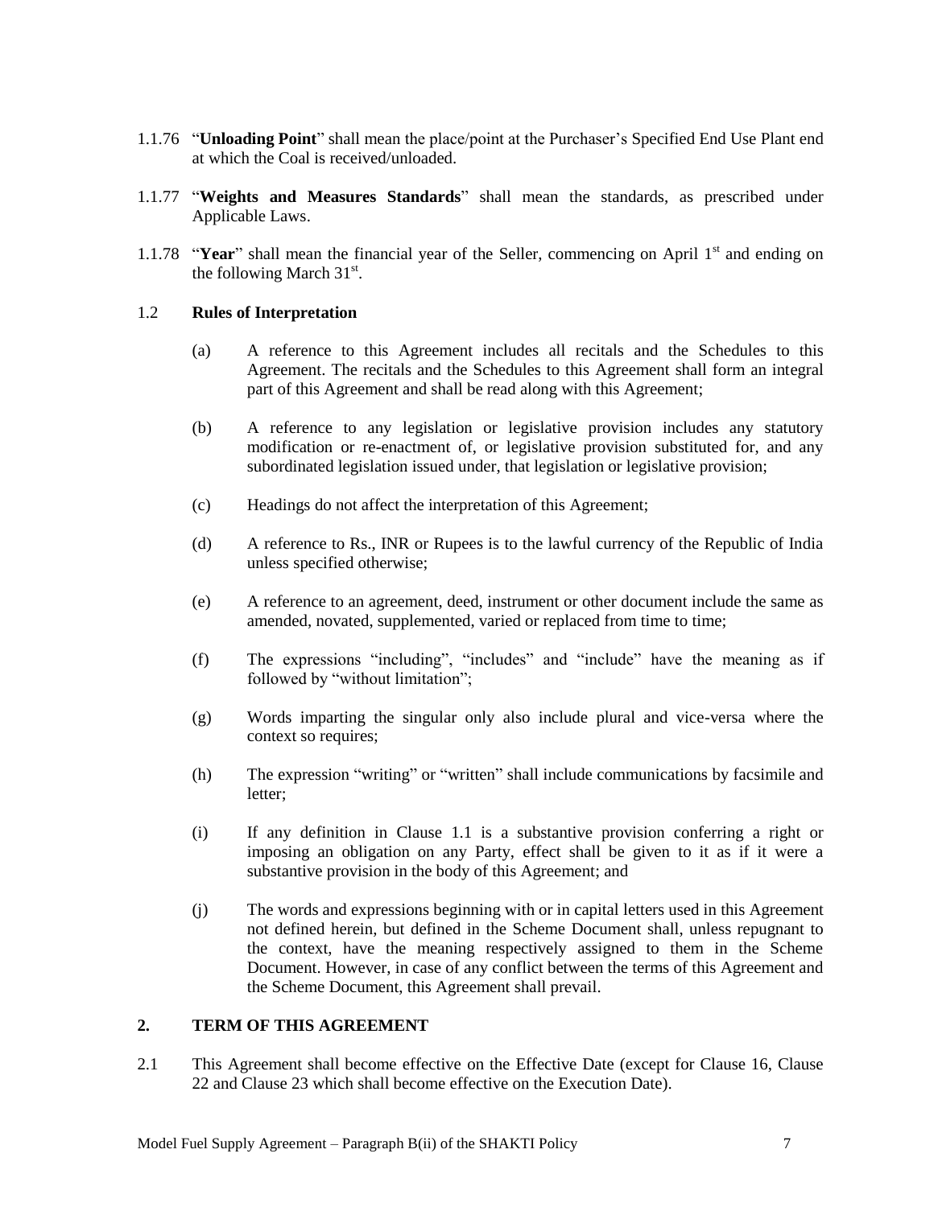1.1.76 "**Unloading Point**" shall mean the place/point at the Purchaser's Specified End Use Plant end at which the Coal is received/unloaded.

1.1.77 "**Weights and Measures Standards**" shall mean the standards, as prescribed under Applicable Laws.

1.1.78 "**Year**" shall mean the financial year of the Seller, commencing on April 1st and ending on the following March 31st.

1.2 **Rules of Interpretation**

(a) A reference to this Agreement includes all recitals and the Schedules to this Agreement. The recitals and the Schedules to this Agreement shall form an integral part of this Agreement and shall be read along with this Agreement;

(b) A reference to any legislation or legislative provision includes any statutory modification or re-enactment of, or legislative provision substituted for, and any subordinated legislation issued under, that legislation or legislative provision;

(c) Headings do not affect the interpretation of this Agreement;

(d) A reference to Rs., INR or Rupees is to the lawful currency of the Republic of India unless specified otherwise;

(e) A reference to an agreement, deed, instrument or other document include the same as amended, novated, supplemented, varied or replaced from time to time;

(f) The expressions "including", "includes" and "include" have the meaning as if followed by "without limitation";

(g) Words imparting the singular only also include plural and vice-versa where the context so requires;

(h) The expression "writing" or "written" shall include communications by facsimile and letter;

(i) If any definition in Clause 1.1 is a substantive provision conferring a right or imposing an obligation on any Party, effect shall be given to it as if it were a substantive provision in the body of this Agreement; and

(j) The words and expressions beginning with or in capital letters used in this Agreement not defined herein, but defined in the Scheme Document shall, unless repugnant to the context, have the meaning respectively assigned to them in the Scheme Document. However, in case of any conflict between the terms of this Agreement and the Scheme Document, this Agreement shall prevail.

## 2. TERM OF THIS AGREEMENT

2.1 This Agreement shall become effective on the Effective Date (except for Clause 16, Clause 22 and Clause 23 which shall become effective on the Execution Date).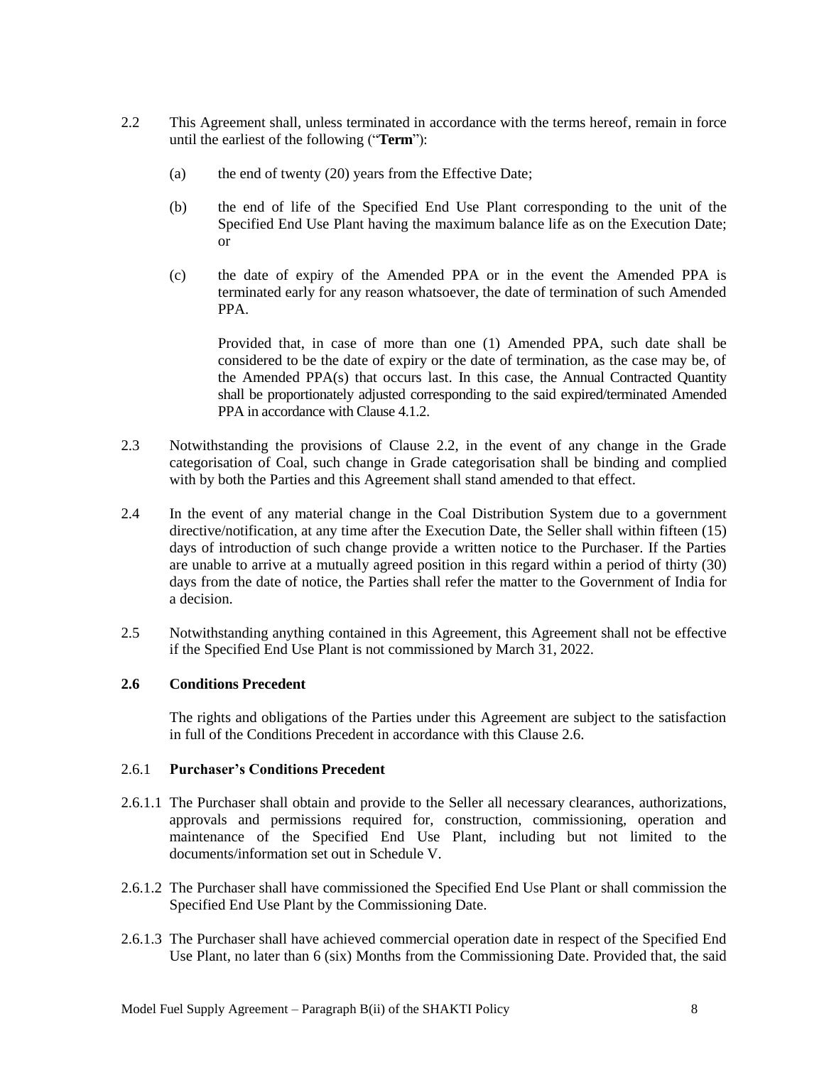2.2 This Agreement shall, unless terminated in accordance with the terms hereof, remain in force until the earliest of the following ("**Term**"):

(a) the end of twenty (20) years from the Effective Date;

(b) the end of life of the Specified End Use Plant corresponding to the unit of the Specified End Use Plant having the maximum balance life as on the Execution Date; or

(c) the date of expiry of the Amended PPA or in the event the Amended PPA is terminated early for any reason whatsoever, the date of termination of such Amended PPA.

Provided that, in case of more than one (1) Amended PPA, such date shall be considered to be the date of expiry or the date of termination, as the case may be, of the Amended PPA(s) that occurs last. In this case, the Annual Contracted Quantity shall be proportionately adjusted corresponding to the said expired/terminated Amended PPA in accordance with Clause 4.1.2.

2.3 Notwithstanding the provisions of Clause 2.2, in the event of any change in the Grade categorisation of Coal, such change in Grade categorisation shall be binding and complied with by both the Parties and this Agreement shall stand amended to that effect.

2.4 In the event of any material change in the Coal Distribution System due to a government directive/notification, at any time after the Execution Date, the Seller shall within fifteen (15) days of introduction of such change provide a written notice to the Purchaser. If the Parties are unable to arrive at a mutually agreed position in this regard within a period of thirty (30) days from the date of notice, the Parties shall refer the matter to the Government of India for a decision.

2.5 Notwithstanding anything contained in this Agreement, this Agreement shall not be effective if the Specified End Use Plant is not commissioned by March 31, 2022.

**2.6 Conditions Precedent**

The rights and obligations of the Parties under this Agreement are subject to the satisfaction in full of the Conditions Precedent in accordance with this Clause 2.6.

2.6.1 **Purchaser's Conditions Precedent**

2.6.1.1 The Purchaser shall obtain and provide to the Seller all necessary clearances, authorizations, approvals and permissions required for, construction, commissioning, operation and maintenance of the Specified End Use Plant, including but not limited to the documents/information set out in Schedule V.

2.6.1.2 The Purchaser shall have commissioned the Specified End Use Plant or shall commission the Specified End Use Plant by the Commissioning Date.

2.6.1.3 The Purchaser shall have achieved commercial operation date in respect of the Specified End Use Plant, no later than 6 (six) Months from the Commissioning Date. Provided that, the said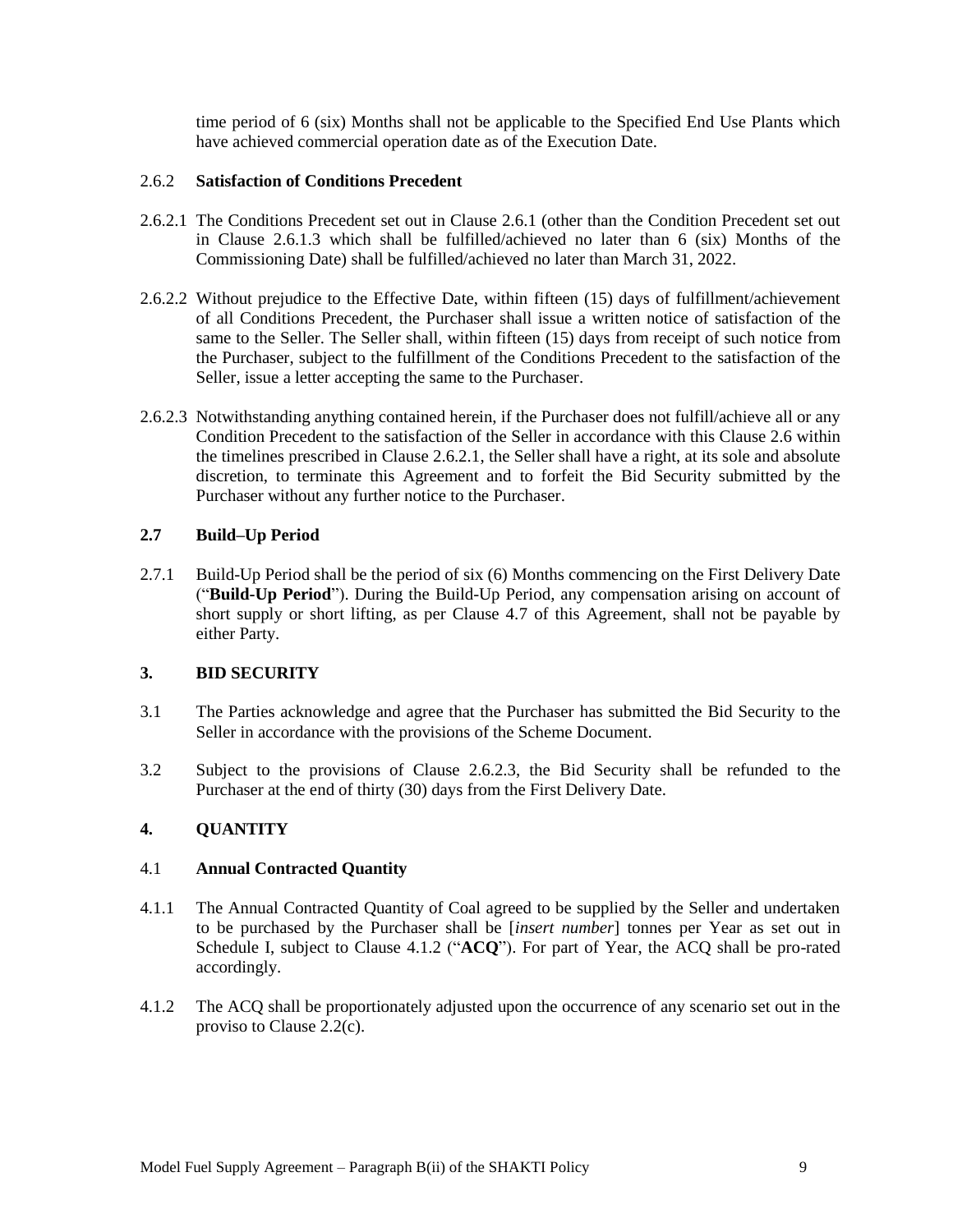time period of 6 (six) Months shall not be applicable to the Specified End Use Plants which have achieved commercial operation date as of the Execution Date.

2.6.2 **Satisfaction of Conditions Precedent**

2.6.2.1 The Conditions Precedent set out in Clause 2.6.1 (other than the Condition Precedent set out in Clause 2.6.1.3 which shall be fulfilled/achieved no later than 6 (six) Months of the Commissioning Date) shall be fulfilled/achieved no later than March 31, 2022.

2.6.2.2 Without prejudice to the Effective Date, within fifteen (15) days of fulfillment/achievement of all Conditions Precedent, the Purchaser shall issue a written notice of satisfaction of the same to the Seller. The Seller shall, within fifteen (15) days from receipt of such notice from the Purchaser, subject to the fulfillment of the Conditions Precedent to the satisfaction of the Seller, issue a letter accepting the same to the Purchaser.

2.6.2.3 Notwithstanding anything contained herein, if the Purchaser does not fulfill/achieve all or any Condition Precedent to the satisfaction of the Seller in accordance with this Clause 2.6 within the timelines prescribed in Clause 2.6.2.1, the Seller shall have a right, at its sole and absolute discretion, to terminate this Agreement and to forfeit the Bid Security submitted by the Purchaser without any further notice to the Purchaser.

**2.7 Build–Up Period**

2.7.1 Build-Up Period shall be the period of six (6) Months commencing on the First Delivery Date ("**Build-Up Period**"). During the Build-Up Period, any compensation arising on account of short supply or short lifting, as per Clause 4.7 of this Agreement, shall not be payable by either Party.

**3. BID SECURITY**

3.1 The Parties acknowledge and agree that the Purchaser has submitted the Bid Security to the Seller in accordance with the provisions of the Scheme Document.

3.2 Subject to the provisions of Clause 2.6.2.3, the Bid Security shall be refunded to the Purchaser at the end of thirty (30) days from the First Delivery Date.

**4. QUANTITY**

4.1 **Annual Contracted Quantity**

4.1.1 The Annual Contracted Quantity of Coal agreed to be supplied by the Seller and undertaken to be purchased by the Purchaser shall be [*insert number*] tonnes per Year as set out in Schedule I, subject to Clause 4.1.2 ("**ACQ**"). For part of Year, the ACQ shall be pro-rated accordingly.

4.1.2 The ACQ shall be proportionately adjusted upon the occurrence of any scenario set out in the proviso to Clause 2.2(c).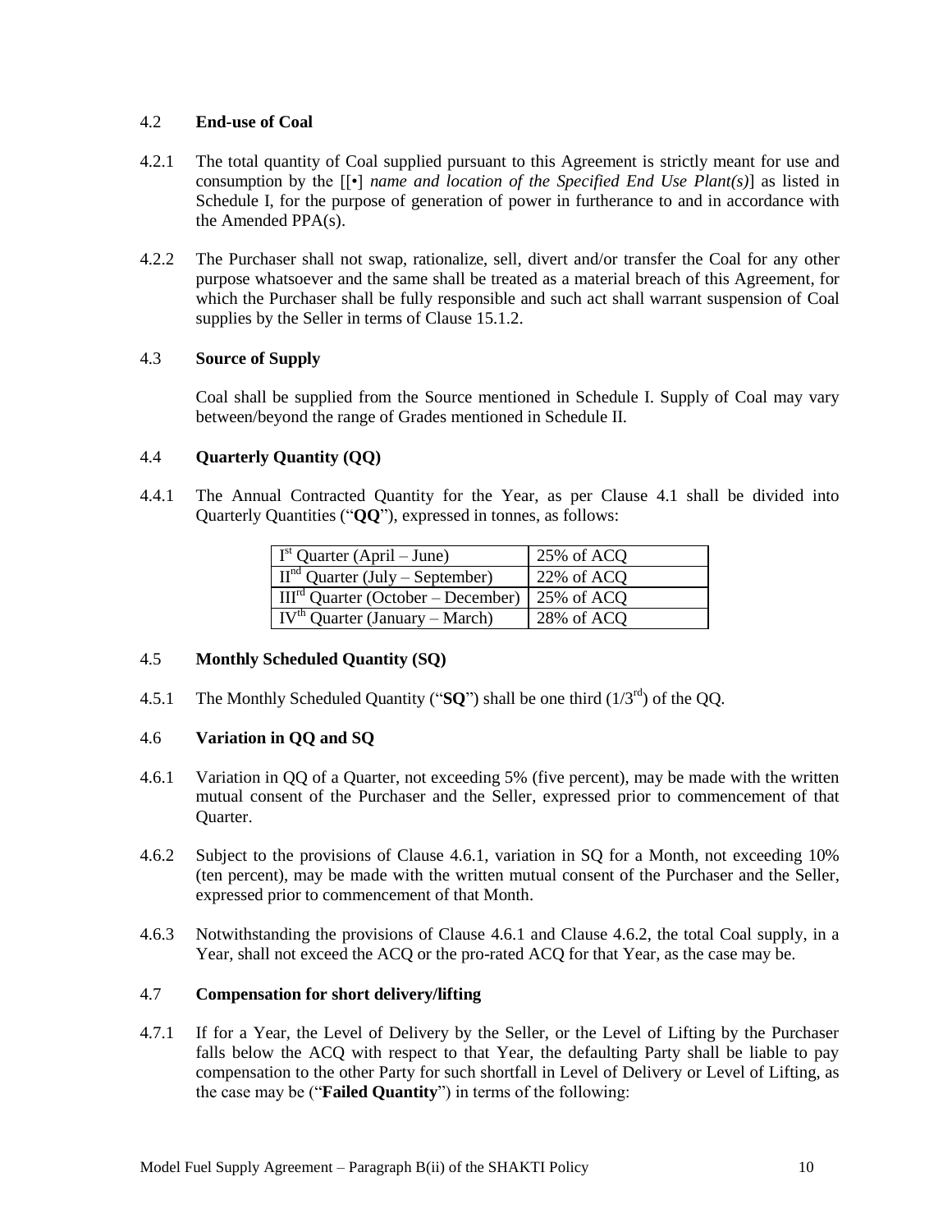### 4.2 **End-use of Coal**

4.2.1 The total quantity of Coal supplied pursuant to this Agreement is strictly meant for use and consumption by the [[•] *name and location of the Specified End Use Plant(s)*] as listed in Schedule I, for the purpose of generation of power in furtherance to and in accordance with the Amended PPA(s).

4.2.2 The Purchaser shall not swap, rationalize, sell, divert and/or transfer the Coal for any other purpose whatsoever and the same shall be treated as a material breach of this Agreement, for which the Purchaser shall be fully responsible and such act shall warrant suspension of Coal supplies by the Seller in terms of Clause 15.1.2.

### 4.3 **Source of Supply**

Coal shall be supplied from the Source mentioned in Schedule I. Supply of Coal may vary between/beyond the range of Grades mentioned in Schedule II.

### 4.4 **Quarterly Quantity (QQ)**

4.4.1 The Annual Contracted Quantity for the Year, as per Clause 4.1 shall be divided into Quarterly Quantities ("**QQ**"), expressed in tonnes, as follows:

| | |
|---|---|
| I[st] Quarter (April – June) | 25% of ACQ |
| II[nd] Quarter (July – September) | 22% of ACQ |
| III[rd] Quarter (October – December) | 25% of ACQ |
| IV[th] Quarter (January – March) | 28% of ACQ |

### 4.5 **Monthly Scheduled Quantity (SQ)**

4.5.1 The Monthly Scheduled Quantity ("**SQ**") shall be one third (1/3[rd]) of the QQ.

### 4.6 **Variation in QQ and SQ**

4.6.1 Variation in QQ of a Quarter, not exceeding 5% (five percent), may be made with the written mutual consent of the Purchaser and the Seller, expressed prior to commencement of that Quarter.

4.6.2 Subject to the provisions of Clause 4.6.1, variation in SQ for a Month, not exceeding 10% (ten percent), may be made with the written mutual consent of the Purchaser and the Seller, expressed prior to commencement of that Month.

4.6.3 Notwithstanding the provisions of Clause 4.6.1 and Clause 4.6.2, the total Coal supply, in a Year, shall not exceed the ACQ or the pro-rated ACQ for that Year, as the case may be.

### 4.7 **Compensation for short delivery/lifting**

4.7.1 If for a Year, the Level of Delivery by the Seller, or the Level of Lifting by the Purchaser falls below the ACQ with respect to that Year, the defaulting Party shall be liable to pay compensation to the other Party for such shortfall in Level of Delivery or Level of Lifting, as the case may be ("**Failed Quantity**") in terms of the following: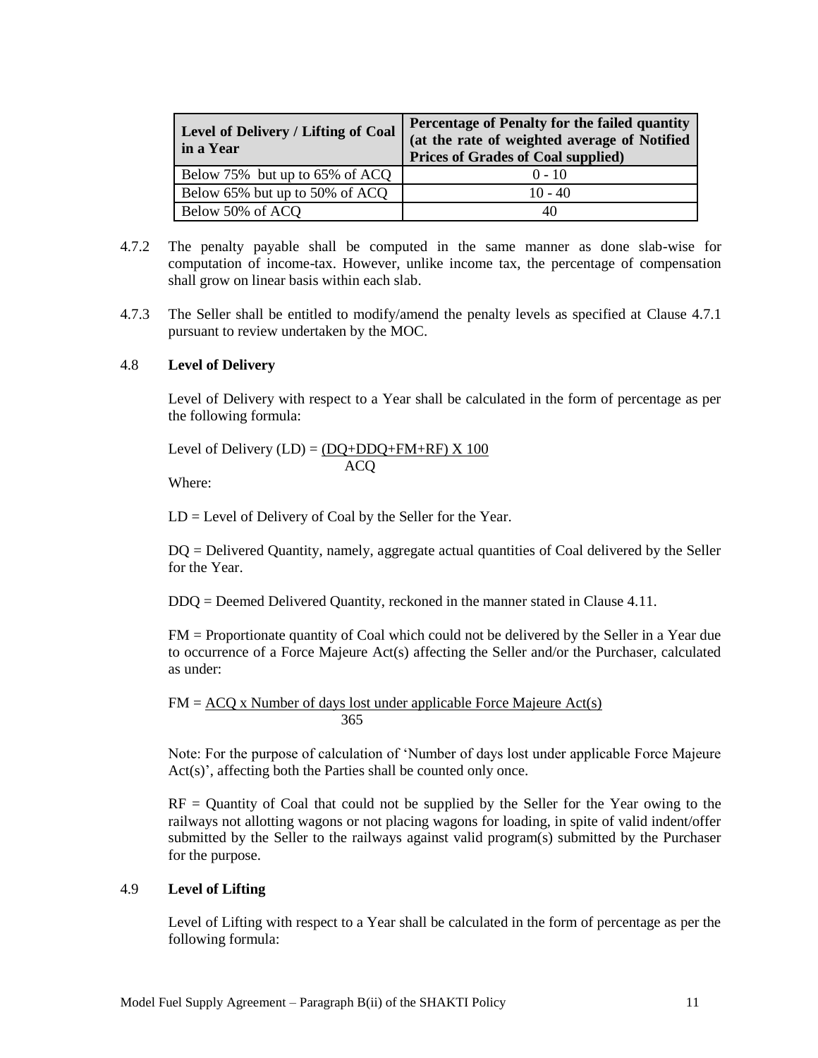| Level of Delivery / Lifting of Coal in a Year | Percentage of Penalty for the failed quantity (at the rate of weighted average of Notified Prices of Grades of Coal supplied) |
|---|---|
| Below 75% but up to 65% of ACQ | 0 - 10 |
| Below 65% but up to 50% of ACQ | 10 - 40 |
| Below 50% of ACQ | 40 |

4.7.2 The penalty payable shall be computed in the same manner as done slab-wise for computation of income-tax. However, unlike income tax, the percentage of compensation shall grow on linear basis within each slab.

4.7.3 The Seller shall be entitled to modify/amend the penalty levels as specified at Clause 4.7.1 pursuant to review undertaken by the MOC.

### 4.8 Level of Delivery

Level of Delivery with respect to a Year shall be calculated in the form of percentage as per the following formula:

$$\text{Level of Delivery (LD)} = \frac{(DQ+DDQ+FM+RF) \times 100}{ACQ}$$

Where:

LD = Level of Delivery of Coal by the Seller for the Year.

DQ = Delivered Quantity, namely, aggregate actual quantities of Coal delivered by the Seller for the Year.

DDQ = Deemed Delivered Quantity, reckoned in the manner stated in Clause 4.11.

FM = Proportionate quantity of Coal which could not be delivered by the Seller in a Year due to occurrence of a Force Majeure Act(s) affecting the Seller and/or the Purchaser, calculated as under:

$$FM = \frac{ACQ \times \text{Number of days lost under applicable Force Majeure Act(s)}}{365}$$

Note: For the purpose of calculation of 'Number of days lost under applicable Force Majeure Act(s)', affecting both the Parties shall be counted only once.

RF = Quantity of Coal that could not be supplied by the Seller for the Year owing to the railways not allotting wagons or not placing wagons for loading, in spite of valid indent/offer submitted by the Seller to the railways against valid program(s) submitted by the Purchaser for the purpose.

### 4.9 Level of Lifting

Level of Lifting with respect to a Year shall be calculated in the form of percentage as per the following formula: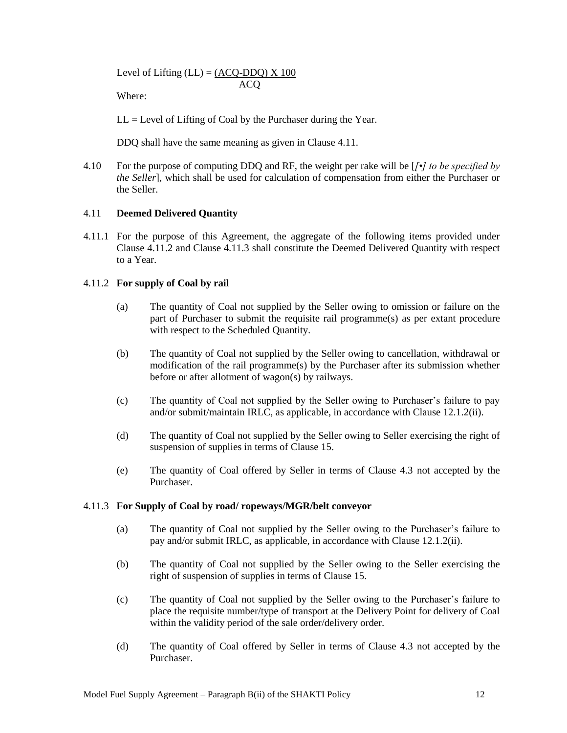Level of Lifting (LL) = $\frac{(ACQ-DDQ) \times 100}{ACQ}$

Where:

LL = Level of Lifting of Coal by the Purchaser during the Year.

DDQ shall have the same meaning as given in Clause 4.11.

4.10 For the purpose of computing DDQ and RF, the weight per rake will be [*[•] to be specified by the Seller*], which shall be used for calculation of compensation from either the Purchaser or the Seller.

4.11 **Deemed Delivered Quantity**

4.11.1 For the purpose of this Agreement, the aggregate of the following items provided under Clause 4.11.2 and Clause 4.11.3 shall constitute the Deemed Delivered Quantity with respect to a Year.

4.11.2 **For supply of Coal by rail**

(a) The quantity of Coal not supplied by the Seller owing to omission or failure on the part of Purchaser to submit the requisite rail programme(s) as per extant procedure with respect to the Scheduled Quantity.

(b) The quantity of Coal not supplied by the Seller owing to cancellation, withdrawal or modification of the rail programme(s) by the Purchaser after its submission whether before or after allotment of wagon(s) by railways.

(c) The quantity of Coal not supplied by the Seller owing to Purchaser's failure to pay and/or submit/maintain IRLC, as applicable, in accordance with Clause 12.1.2(ii).

(d) The quantity of Coal not supplied by the Seller owing to Seller exercising the right of suspension of supplies in terms of Clause 15.

(e) The quantity of Coal offered by Seller in terms of Clause 4.3 not accepted by the Purchaser.

4.11.3 **For Supply of Coal by road/ ropeways/MGR/belt conveyor**

(a) The quantity of Coal not supplied by the Seller owing to the Purchaser's failure to pay and/or submit IRLC, as applicable, in accordance with Clause 12.1.2(ii).

(b) The quantity of Coal not supplied by the Seller owing to the Seller exercising the right of suspension of supplies in terms of Clause 15.

(c) The quantity of Coal not supplied by the Seller owing to the Purchaser's failure to place the requisite number/type of transport at the Delivery Point for delivery of Coal within the validity period of the sale order/delivery order.

(d) The quantity of Coal offered by Seller in terms of Clause 4.3 not accepted by the Purchaser.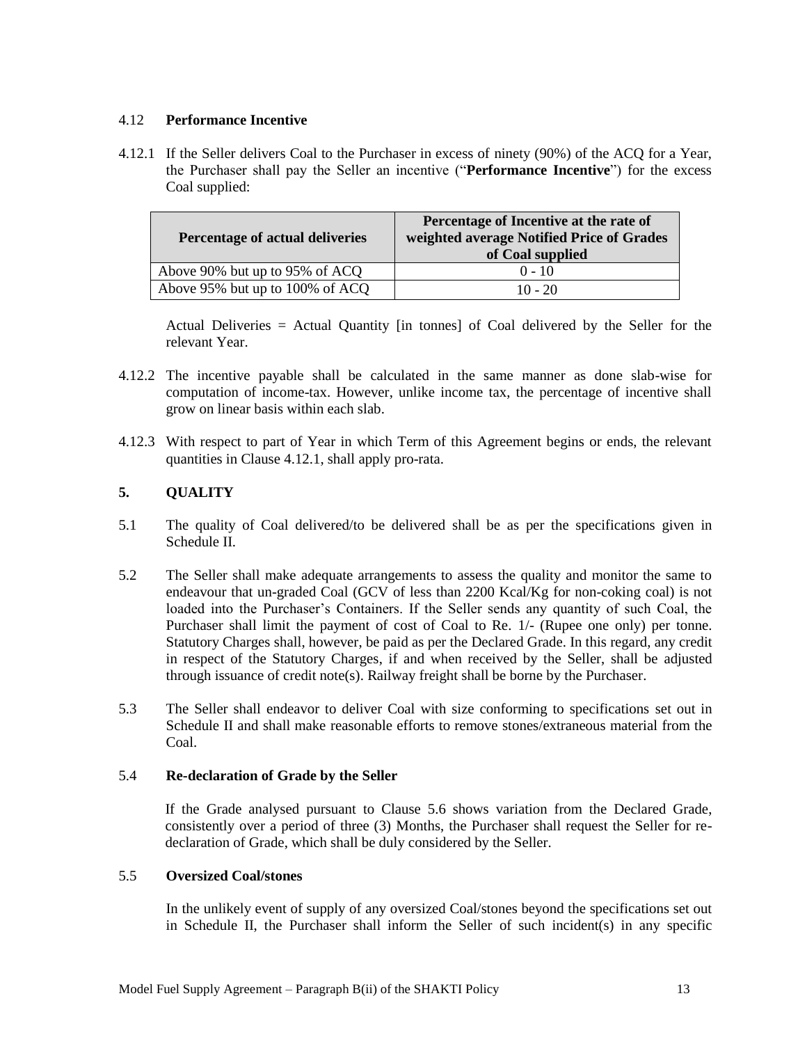### 4.12 **Performance Incentive**

4.12.1 If the Seller delivers Coal to the Purchaser in excess of ninety (90%) of the ACQ for a Year, the Purchaser shall pay the Seller an incentive ("**Performance Incentive**") for the excess Coal supplied:

| **Percentage of actual deliveries** | **Percentage of Incentive at the rate of weighted average Notified Price of Grades of Coal supplied** |
|---|---|
| Above 90% but up to 95% of ACQ | 0 - 10 |
| Above 95% but up to 100% of ACQ | 10 - 20 |

Actual Deliveries = Actual Quantity [in tonnes] of Coal delivered by the Seller for the relevant Year.

4.12.2 The incentive payable shall be calculated in the same manner as done slab-wise for computation of income-tax. However, unlike income tax, the percentage of incentive shall grow on linear basis within each slab.

4.12.3 With respect to part of Year in which Term of this Agreement begins or ends, the relevant quantities in Clause 4.12.1, shall apply pro-rata.

## 5. QUALITY

5.1 The quality of Coal delivered/to be delivered shall be as per the specifications given in Schedule II.

5.2 The Seller shall make adequate arrangements to assess the quality and monitor the same to endeavour that un-graded Coal (GCV of less than 2200 Kcal/Kg for non-coking coal) is not loaded into the Purchaser's Containers. If the Seller sends any quantity of such Coal, the Purchaser shall limit the payment of cost of Coal to Re. 1/- (Rupee one only) per tonne. Statutory Charges shall, however, be paid as per the Declared Grade. In this regard, any credit in respect of the Statutory Charges, if and when received by the Seller, shall be adjusted through issuance of credit note(s). Railway freight shall be borne by the Purchaser.

5.3 The Seller shall endeavor to deliver Coal with size conforming to specifications set out in Schedule II and shall make reasonable efforts to remove stones/extraneous material from the Coal.

### 5.4 **Re-declaration of Grade by the Seller**

If the Grade analysed pursuant to Clause 5.6 shows variation from the Declared Grade, consistently over a period of three (3) Months, the Purchaser shall request the Seller for re-declaration of Grade, which shall be duly considered by the Seller.

### 5.5 **Oversized Coal/stones**

In the unlikely event of supply of any oversized Coal/stones beyond the specifications set out in Schedule II, the Purchaser shall inform the Seller of such incident(s) in any specific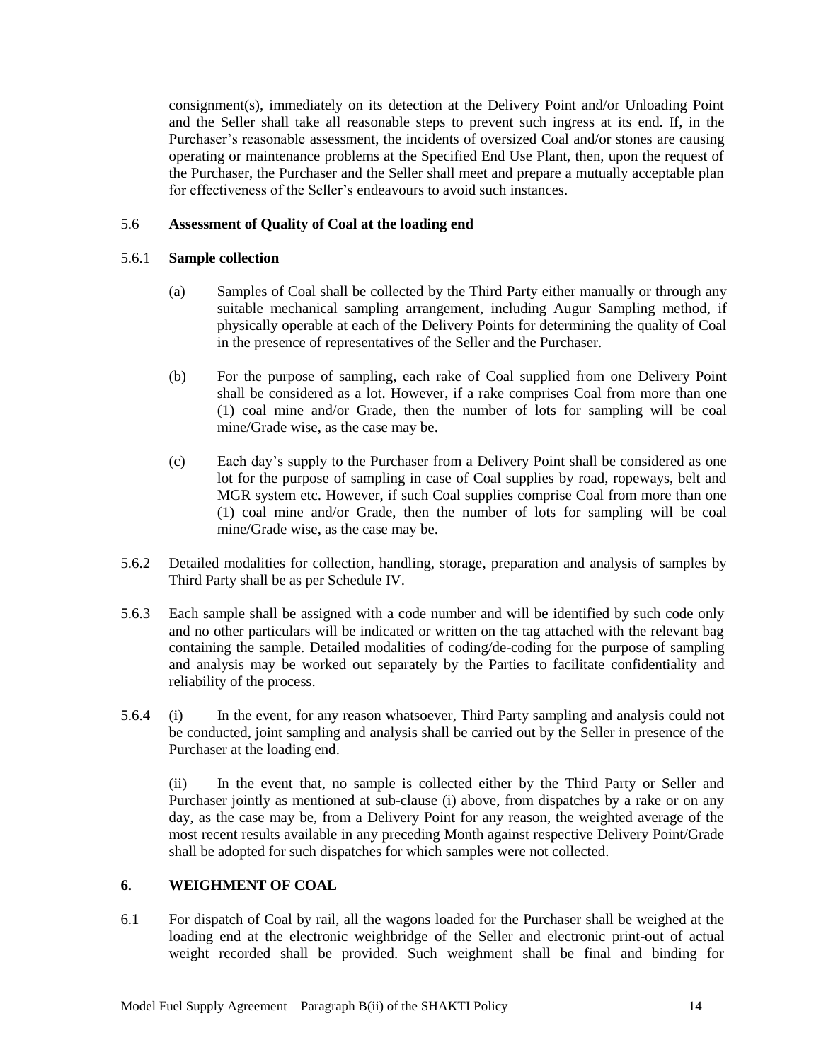consignment(s), immediately on its detection at the Delivery Point and/or Unloading Point and the Seller shall take all reasonable steps to prevent such ingress at its end. If, in the Purchaser's reasonable assessment, the incidents of oversized Coal and/or stones are causing operating or maintenance problems at the Specified End Use Plant, then, upon the request of the Purchaser, the Purchaser and the Seller shall meet and prepare a mutually acceptable plan for effectiveness of the Seller's endeavours to avoid such instances.

5.6 **Assessment of Quality of Coal at the loading end**

5.6.1 **Sample collection**

(a) Samples of Coal shall be collected by the Third Party either manually or through any suitable mechanical sampling arrangement, including Augur Sampling method, if physically operable at each of the Delivery Points for determining the quality of Coal in the presence of representatives of the Seller and the Purchaser.

(b) For the purpose of sampling, each rake of Coal supplied from one Delivery Point shall be considered as a lot. However, if a rake comprises Coal from more than one (1) coal mine and/or Grade, then the number of lots for sampling will be coal mine/Grade wise, as the case may be.

(c) Each day's supply to the Purchaser from a Delivery Point shall be considered as one lot for the purpose of sampling in case of Coal supplies by road, ropeways, belt and MGR system etc. However, if such Coal supplies comprise Coal from more than one (1) coal mine and/or Grade, then the number of lots for sampling will be coal mine/Grade wise, as the case may be.

5.6.2 Detailed modalities for collection, handling, storage, preparation and analysis of samples by Third Party shall be as per Schedule IV.

5.6.3 Each sample shall be assigned with a code number and will be identified by such code only and no other particulars will be indicated or written on the tag attached with the relevant bag containing the sample. Detailed modalities of coding/de-coding for the purpose of sampling and analysis may be worked out separately by the Parties to facilitate confidentiality and reliability of the process.

5.6.4 (i) In the event, for any reason whatsoever, Third Party sampling and analysis could not be conducted, joint sampling and analysis shall be carried out by the Seller in presence of the Purchaser at the loading end.

(ii) In the event that, no sample is collected either by the Third Party or Seller and Purchaser jointly as mentioned at sub-clause (i) above, from dispatches by a rake or on any day, as the case may be, from a Delivery Point for any reason, the weighted average of the most recent results available in any preceding Month against respective Delivery Point/Grade shall be adopted for such dispatches for which samples were not collected.

## 6. WEIGHMENT OF COAL

6.1 For dispatch of Coal by rail, all the wagons loaded for the Purchaser shall be weighed at the loading end at the electronic weighbridge of the Seller and electronic print-out of actual weight recorded shall be provided. Such weighment shall be final and binding for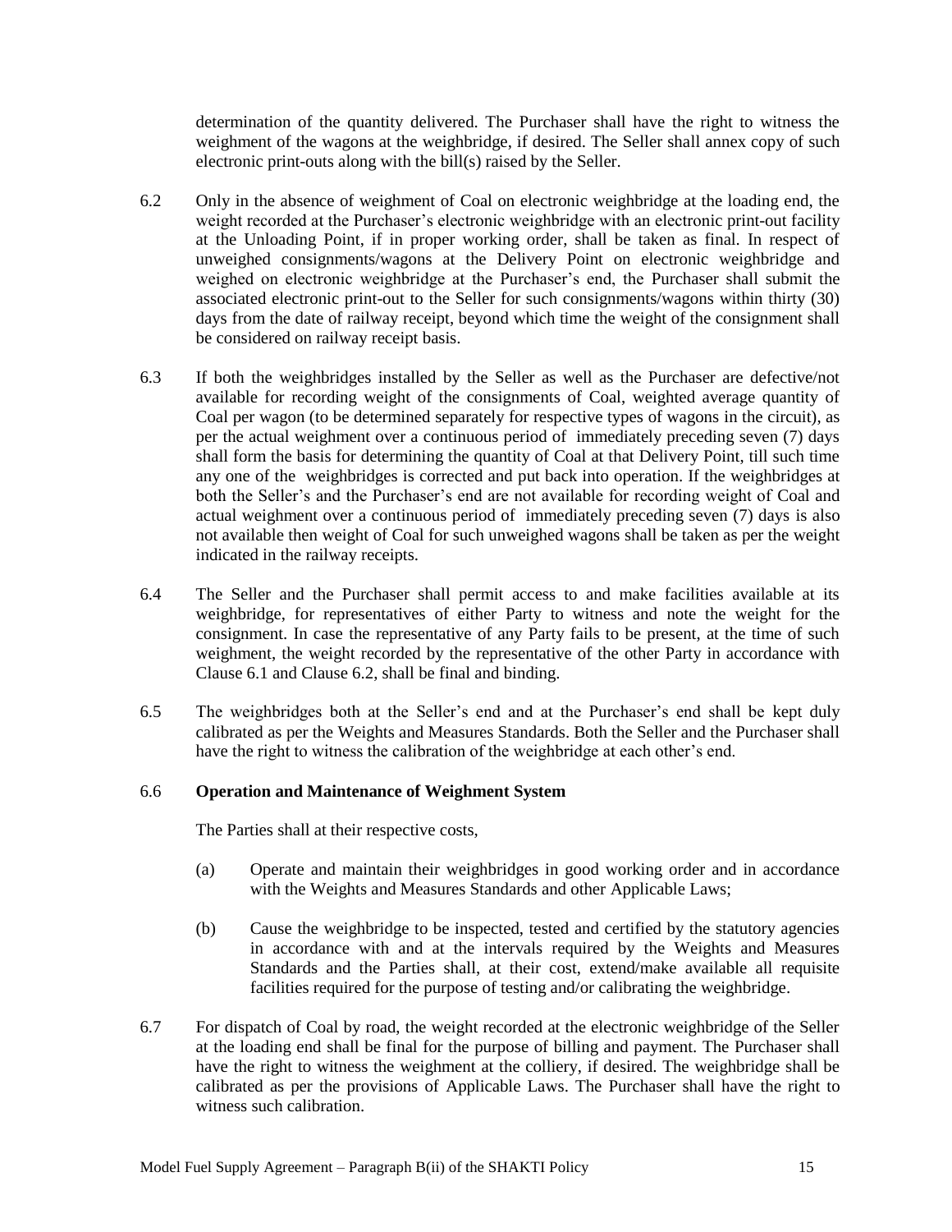determination of the quantity delivered. The Purchaser shall have the right to witness the weighment of the wagons at the weighbridge, if desired. The Seller shall annex copy of such electronic print-outs along with the bill(s) raised by the Seller.

6.2 Only in the absence of weighment of Coal on electronic weighbridge at the loading end, the weight recorded at the Purchaser's electronic weighbridge with an electronic print-out facility at the Unloading Point, if in proper working order, shall be taken as final. In respect of unweighed consignments/wagons at the Delivery Point on electronic weighbridge and weighed on electronic weighbridge at the Purchaser's end, the Purchaser shall submit the associated electronic print-out to the Seller for such consignments/wagons within thirty (30) days from the date of railway receipt, beyond which time the weight of the consignment shall be considered on railway receipt basis.

6.3 If both the weighbridges installed by the Seller as well as the Purchaser are defective/not available for recording weight of the consignments of Coal, weighted average quantity of Coal per wagon (to be determined separately for respective types of wagons in the circuit), as per the actual weighment over a continuous period of immediately preceding seven (7) days shall form the basis for determining the quantity of Coal at that Delivery Point, till such time any one of the weighbridges is corrected and put back into operation. If the weighbridges at both the Seller's and the Purchaser's end are not available for recording weight of Coal and actual weighment over a continuous period of immediately preceding seven (7) days is also not available then weight of Coal for such unweighed wagons shall be taken as per the weight indicated in the railway receipts.

6.4 The Seller and the Purchaser shall permit access to and make facilities available at its weighbridge, for representatives of either Party to witness and note the weight for the consignment. In case the representative of any Party fails to be present, at the time of such weighment, the weight recorded by the representative of the other Party in accordance with Clause 6.1 and Clause 6.2, shall be final and binding.

6.5 The weighbridges both at the Seller's end and at the Purchaser's end shall be kept duly calibrated as per the Weights and Measures Standards. Both the Seller and the Purchaser shall have the right to witness the calibration of the weighbridge at each other's end.

6.6 **Operation and Maintenance of Weighment System**

The Parties shall at their respective costs,

(a) Operate and maintain their weighbridges in good working order and in accordance with the Weights and Measures Standards and other Applicable Laws;

(b) Cause the weighbridge to be inspected, tested and certified by the statutory agencies in accordance with and at the intervals required by the Weights and Measures Standards and the Parties shall, at their cost, extend/make available all requisite facilities required for the purpose of testing and/or calibrating the weighbridge.

6.7 For dispatch of Coal by road, the weight recorded at the electronic weighbridge of the Seller at the loading end shall be final for the purpose of billing and payment. The Purchaser shall have the right to witness the weighment at the colliery, if desired. The weighbridge shall be calibrated as per the provisions of Applicable Laws. The Purchaser shall have the right to witness such calibration.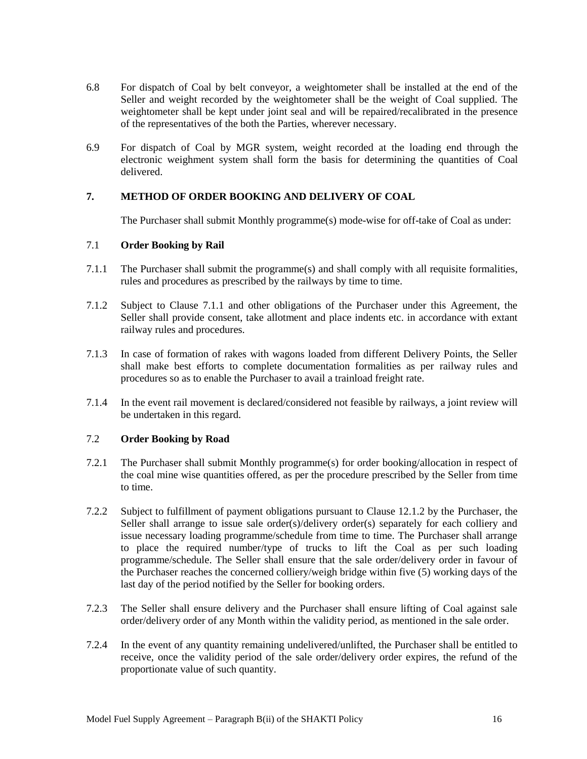6.8 For dispatch of Coal by belt conveyor, a weightometer shall be installed at the end of the Seller and weight recorded by the weightometer shall be the weight of Coal supplied. The weightometer shall be kept under joint seal and will be repaired/recalibrated in the presence of the representatives of the both the Parties, wherever necessary.

6.9 For dispatch of Coal by MGR system, weight recorded at the loading end through the electronic weighment system shall form the basis for determining the quantities of Coal delivered.

## 7. METHOD OF ORDER BOOKING AND DELIVERY OF COAL

The Purchaser shall submit Monthly programme(s) mode-wise for off-take of Coal as under:

### 7.1 Order Booking by Rail

7.1.1 The Purchaser shall submit the programme(s) and shall comply with all requisite formalities, rules and procedures as prescribed by the railways by time to time.

7.1.2 Subject to Clause 7.1.1 and other obligations of the Purchaser under this Agreement, the Seller shall provide consent, take allotment and place indents etc. in accordance with extant railway rules and procedures.

7.1.3 In case of formation of rakes with wagons loaded from different Delivery Points, the Seller shall make best efforts to complete documentation formalities as per railway rules and procedures so as to enable the Purchaser to avail a trainload freight rate.

7.1.4 In the event rail movement is declared/considered not feasible by railways, a joint review will be undertaken in this regard.

### 7.2 Order Booking by Road

7.2.1 The Purchaser shall submit Monthly programme(s) for order booking/allocation in respect of the coal mine wise quantities offered, as per the procedure prescribed by the Seller from time to time.

7.2.2 Subject to fulfillment of payment obligations pursuant to Clause 12.1.2 by the Purchaser, the Seller shall arrange to issue sale order(s)/delivery order(s) separately for each colliery and issue necessary loading programme/schedule from time to time. The Purchaser shall arrange to place the required number/type of trucks to lift the Coal as per such loading programme/schedule. The Seller shall ensure that the sale order/delivery order in favour of the Purchaser reaches the concerned colliery/weigh bridge within five (5) working days of the last day of the period notified by the Seller for booking orders.

7.2.3 The Seller shall ensure delivery and the Purchaser shall ensure lifting of Coal against sale order/delivery order of any Month within the validity period, as mentioned in the sale order.

7.2.4 In the event of any quantity remaining undelivered/unlifted, the Purchaser shall be entitled to receive, once the validity period of the sale order/delivery order expires, the refund of the proportionate value of such quantity.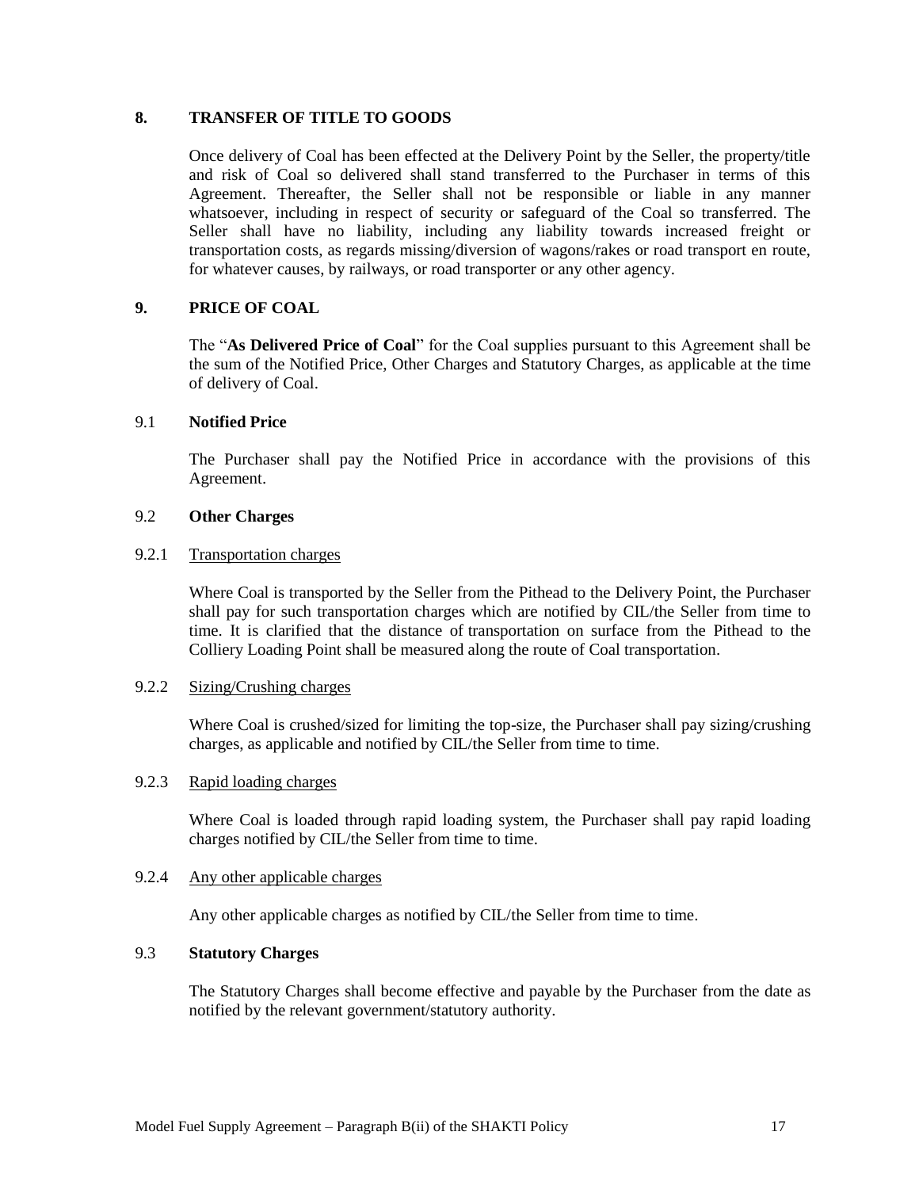## 8. TRANSFER OF TITLE TO GOODS

Once delivery of Coal has been effected at the Delivery Point by the Seller, the property/title and risk of Coal so delivered shall stand transferred to the Purchaser in terms of this Agreement. Thereafter, the Seller shall not be responsible or liable in any manner whatsoever, including in respect of security or safeguard of the Coal so transferred. The Seller shall have no liability, including any liability towards increased freight or transportation costs, as regards missing/diversion of wagons/rakes or road transport en route, for whatever causes, by railways, or road transporter or any other agency.

## 9. PRICE OF COAL

The "**As Delivered Price of Coal**" for the Coal supplies pursuant to this Agreement shall be the sum of the Notified Price, Other Charges and Statutory Charges, as applicable at the time of delivery of Coal.

### 9.1 Notified Price

The Purchaser shall pay the Notified Price in accordance with the provisions of this Agreement.

### 9.2 Other Charges

#### 9.2.1 Transportation charges

Where Coal is transported by the Seller from the Pithead to the Delivery Point, the Purchaser shall pay for such transportation charges which are notified by CIL/the Seller from time to time. It is clarified that the distance of transportation on surface from the Pithead to the Colliery Loading Point shall be measured along the route of Coal transportation.

#### 9.2.2 Sizing/Crushing charges

Where Coal is crushed/sized for limiting the top-size, the Purchaser shall pay sizing/crushing charges, as applicable and notified by CIL/the Seller from time to time.

#### 9.2.3 Rapid loading charges

Where Coal is loaded through rapid loading system, the Purchaser shall pay rapid loading charges notified by CIL/the Seller from time to time.

#### 9.2.4 Any other applicable charges

Any other applicable charges as notified by CIL/the Seller from time to time.

### 9.3 Statutory Charges

The Statutory Charges shall become effective and payable by the Purchaser from the date as notified by the relevant government/statutory authority.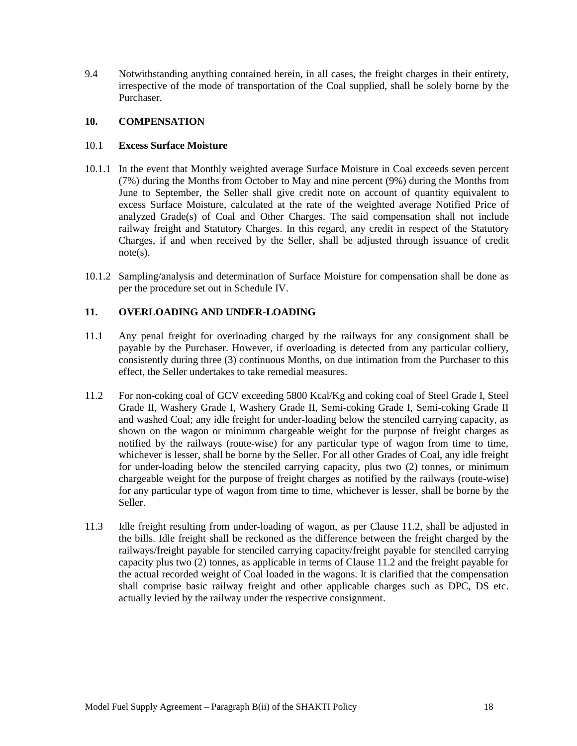9.4 Notwithstanding anything contained herein, in all cases, the freight charges in their entirety, irrespective of the mode of transportation of the Coal supplied, shall be solely borne by the Purchaser.

## 10. COMPENSATION

### 10.1 Excess Surface Moisture

10.1.1 In the event that Monthly weighted average Surface Moisture in Coal exceeds seven percent (7%) during the Months from October to May and nine percent (9%) during the Months from June to September, the Seller shall give credit note on account of quantity equivalent to excess Surface Moisture, calculated at the rate of the weighted average Notified Price of analyzed Grade(s) of Coal and Other Charges. The said compensation shall not include railway freight and Statutory Charges. In this regard, any credit in respect of the Statutory Charges, if and when received by the Seller, shall be adjusted through issuance of credit note(s).

10.1.2 Sampling/analysis and determination of Surface Moisture for compensation shall be done as per the procedure set out in Schedule IV.

## 11. OVERLOADING AND UNDER-LOADING

11.1 Any penal freight for overloading charged by the railways for any consignment shall be payable by the Purchaser. However, if overloading is detected from any particular colliery, consistently during three (3) continuous Months, on due intimation from the Purchaser to this effect, the Seller undertakes to take remedial measures.

11.2 For non-coking coal of GCV exceeding 5800 Kcal/Kg and coking coal of Steel Grade I, Steel Grade II, Washery Grade I, Washery Grade II, Semi-coking Grade I, Semi-coking Grade II and washed Coal; any idle freight for under-loading below the stenciled carrying capacity, as shown on the wagon or minimum chargeable weight for the purpose of freight charges as notified by the railways (route-wise) for any particular type of wagon from time to time, whichever is lesser, shall be borne by the Seller. For all other Grades of Coal, any idle freight for under-loading below the stenciled carrying capacity, plus two (2) tonnes, or minimum chargeable weight for the purpose of freight charges as notified by the railways (route-wise) for any particular type of wagon from time to time, whichever is lesser, shall be borne by the Seller.

11.3 Idle freight resulting from under-loading of wagon, as per Clause 11.2, shall be adjusted in the bills. Idle freight shall be reckoned as the difference between the freight charged by the railways/freight payable for stenciled carrying capacity/freight payable for stenciled carrying capacity plus two (2) tonnes, as applicable in terms of Clause 11.2 and the freight payable for the actual recorded weight of Coal loaded in the wagons. It is clarified that the compensation shall comprise basic railway freight and other applicable charges such as DPC, DS etc. actually levied by the railway under the respective consignment.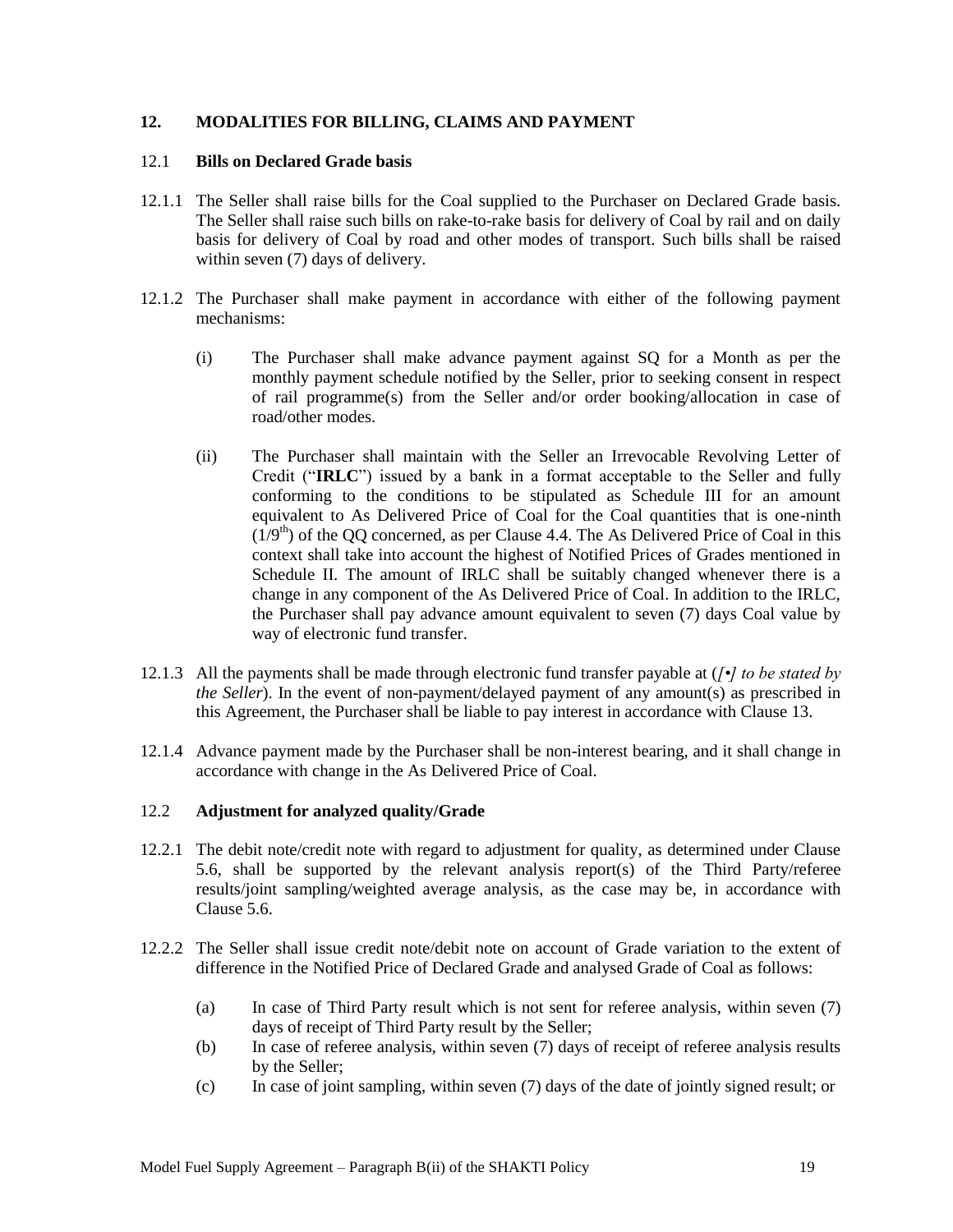## 12. MODALITIES FOR BILLING, CLAIMS AND PAYMENT

### 12.1 Bills on Declared Grade basis

12.1.1 The Seller shall raise bills for the Coal supplied to the Purchaser on Declared Grade basis. The Seller shall raise such bills on rake-to-rake basis for delivery of Coal by rail and on daily basis for delivery of Coal by road and other modes of transport. Such bills shall be raised within seven (7) days of delivery.

12.1.2 The Purchaser shall make payment in accordance with either of the following payment mechanisms:

(i) The Purchaser shall make advance payment against SQ for a Month as per the monthly payment schedule notified by the Seller, prior to seeking consent in respect of rail programme(s) from the Seller and/or order booking/allocation in case of road/other modes.

(ii) The Purchaser shall maintain with the Seller an Irrevocable Revolving Letter of Credit ("**IRLC**") issued by a bank in a format acceptable to the Seller and fully conforming to the conditions to be stipulated as Schedule III for an amount equivalent to As Delivered Price of Coal for the Coal quantities that is one-ninth ($1/9^{th}$) of the QQ concerned, as per Clause 4.4. The As Delivered Price of Coal in this context shall take into account the highest of Notified Prices of Grades mentioned in Schedule II. The amount of IRLC shall be suitably changed whenever there is a change in any component of the As Delivered Price of Coal. In addition to the IRLC, the Purchaser shall pay advance amount equivalent to seven (7) days Coal value by way of electronic fund transfer.

12.1.3 All the payments shall be made through electronic fund transfer payable at (*[•] to be stated by the Seller*). In the event of non-payment/delayed payment of any amount(s) as prescribed in this Agreement, the Purchaser shall be liable to pay interest in accordance with Clause 13.

12.1.4 Advance payment made by the Purchaser shall be non-interest bearing, and it shall change in accordance with change in the As Delivered Price of Coal.

### 12.2 Adjustment for analyzed quality/Grade

12.2.1 The debit note/credit note with regard to adjustment for quality, as determined under Clause 5.6, shall be supported by the relevant analysis report(s) of the Third Party/referee results/joint sampling/weighted average analysis, as the case may be, in accordance with Clause 5.6.

12.2.2 The Seller shall issue credit note/debit note on account of Grade variation to the extent of difference in the Notified Price of Declared Grade and analysed Grade of Coal as follows:

(a) In case of Third Party result which is not sent for referee analysis, within seven (7) days of receipt of Third Party result by the Seller;

(b) In case of referee analysis, within seven (7) days of receipt of referee analysis results by the Seller;

(c) In case of joint sampling, within seven (7) days of the date of jointly signed result; or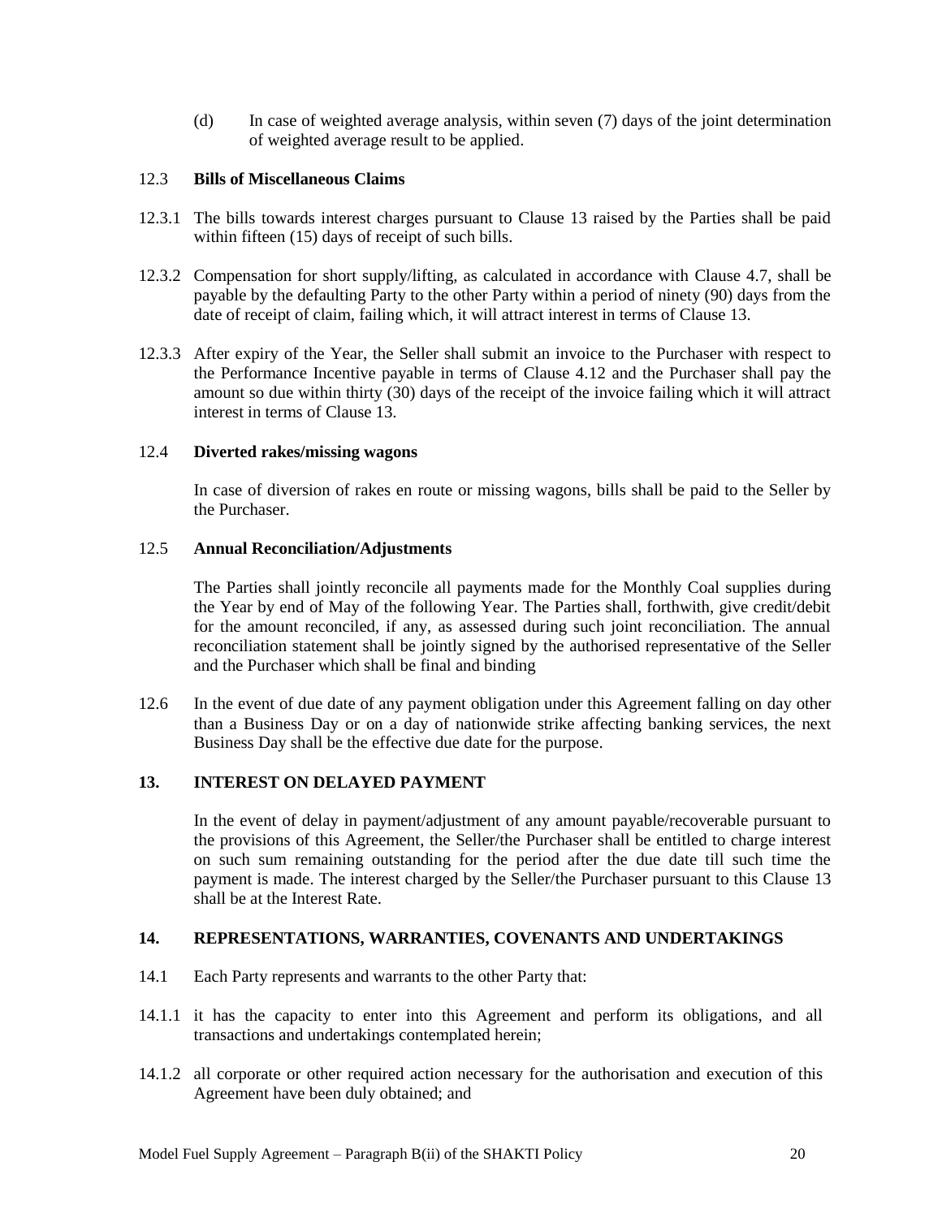(d) In case of weighted average analysis, within seven (7) days of the joint determination of weighted average result to be applied.

### 12.3 Bills of Miscellaneous Claims

12.3.1 The bills towards interest charges pursuant to Clause 13 raised by the Parties shall be paid within fifteen (15) days of receipt of such bills.

12.3.2 Compensation for short supply/lifting, as calculated in accordance with Clause 4.7, shall be payable by the defaulting Party to the other Party within a period of ninety (90) days from the date of receipt of claim, failing which, it will attract interest in terms of Clause 13.

12.3.3 After expiry of the Year, the Seller shall submit an invoice to the Purchaser with respect to the Performance Incentive payable in terms of Clause 4.12 and the Purchaser shall pay the amount so due within thirty (30) days of the receipt of the invoice failing which it will attract interest in terms of Clause 13.

### 12.4 Diverted rakes/missing wagons

In case of diversion of rakes en route or missing wagons, bills shall be paid to the Seller by the Purchaser.

### 12.5 Annual Reconciliation/Adjustments

The Parties shall jointly reconcile all payments made for the Monthly Coal supplies during the Year by end of May of the following Year. The Parties shall, forthwith, give credit/debit for the amount reconciled, if any, as assessed during such joint reconciliation. The annual reconciliation statement shall be jointly signed by the authorised representative of the Seller and the Purchaser which shall be final and binding

12.6 In the event of due date of any payment obligation under this Agreement falling on day other than a Business Day or on a day of nationwide strike affecting banking services, the next Business Day shall be the effective due date for the purpose.

## 13. INTEREST ON DELAYED PAYMENT

In the event of delay in payment/adjustment of any amount payable/recoverable pursuant to the provisions of this Agreement, the Seller/the Purchaser shall be entitled to charge interest on such sum remaining outstanding for the period after the due date till such time the payment is made. The interest charged by the Seller/the Purchaser pursuant to this Clause 13 shall be at the Interest Rate.

## 14. REPRESENTATIONS, WARRANTIES, COVENANTS AND UNDERTAKINGS

14.1 Each Party represents and warrants to the other Party that:

14.1.1 it has the capacity to enter into this Agreement and perform its obligations, and all transactions and undertakings contemplated herein;

14.1.2 all corporate or other required action necessary for the authorisation and execution of this Agreement have been duly obtained; and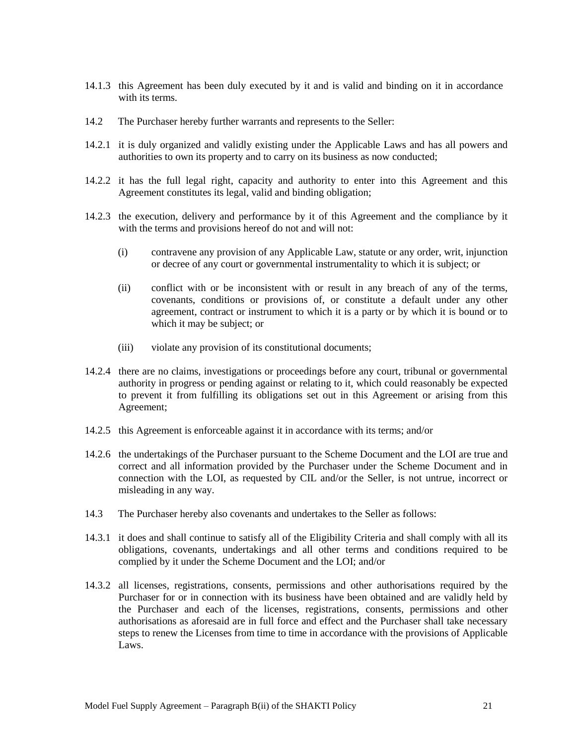14.1.3 this Agreement has been duly executed by it and is valid and binding on it in accordance with its terms.

14.2 The Purchaser hereby further warrants and represents to the Seller:

14.2.1 it is duly organized and validly existing under the Applicable Laws and has all powers and authorities to own its property and to carry on its business as now conducted;

14.2.2 it has the full legal right, capacity and authority to enter into this Agreement and this Agreement constitutes its legal, valid and binding obligation;

14.2.3 the execution, delivery and performance by it of this Agreement and the compliance by it with the terms and provisions hereof do not and will not:

(i) contravene any provision of any Applicable Law, statute or any order, writ, injunction or decree of any court or governmental instrumentality to which it is subject; or

(ii) conflict with or be inconsistent with or result in any breach of any of the terms, covenants, conditions or provisions of, or constitute a default under any other agreement, contract or instrument to which it is a party or by which it is bound or to which it may be subject; or

(iii) violate any provision of its constitutional documents;

14.2.4 there are no claims, investigations or proceedings before any court, tribunal or governmental authority in progress or pending against or relating to it, which could reasonably be expected to prevent it from fulfilling its obligations set out in this Agreement or arising from this Agreement;

14.2.5 this Agreement is enforceable against it in accordance with its terms; and/or

14.2.6 the undertakings of the Purchaser pursuant to the Scheme Document and the LOI are true and correct and all information provided by the Purchaser under the Scheme Document and in connection with the LOI, as requested by CIL and/or the Seller, is not untrue, incorrect or misleading in any way.

14.3 The Purchaser hereby also covenants and undertakes to the Seller as follows:

14.3.1 it does and shall continue to satisfy all of the Eligibility Criteria and shall comply with all its obligations, covenants, undertakings and all other terms and conditions required to be complied by it under the Scheme Document and the LOI; and/or

14.3.2 all licenses, registrations, consents, permissions and other authorisations required by the Purchaser for or in connection with its business have been obtained and are validly held by the Purchaser and each of the licenses, registrations, consents, permissions and other authorisations as aforesaid are in full force and effect and the Purchaser shall take necessary steps to renew the Licenses from time to time in accordance with the provisions of Applicable Laws.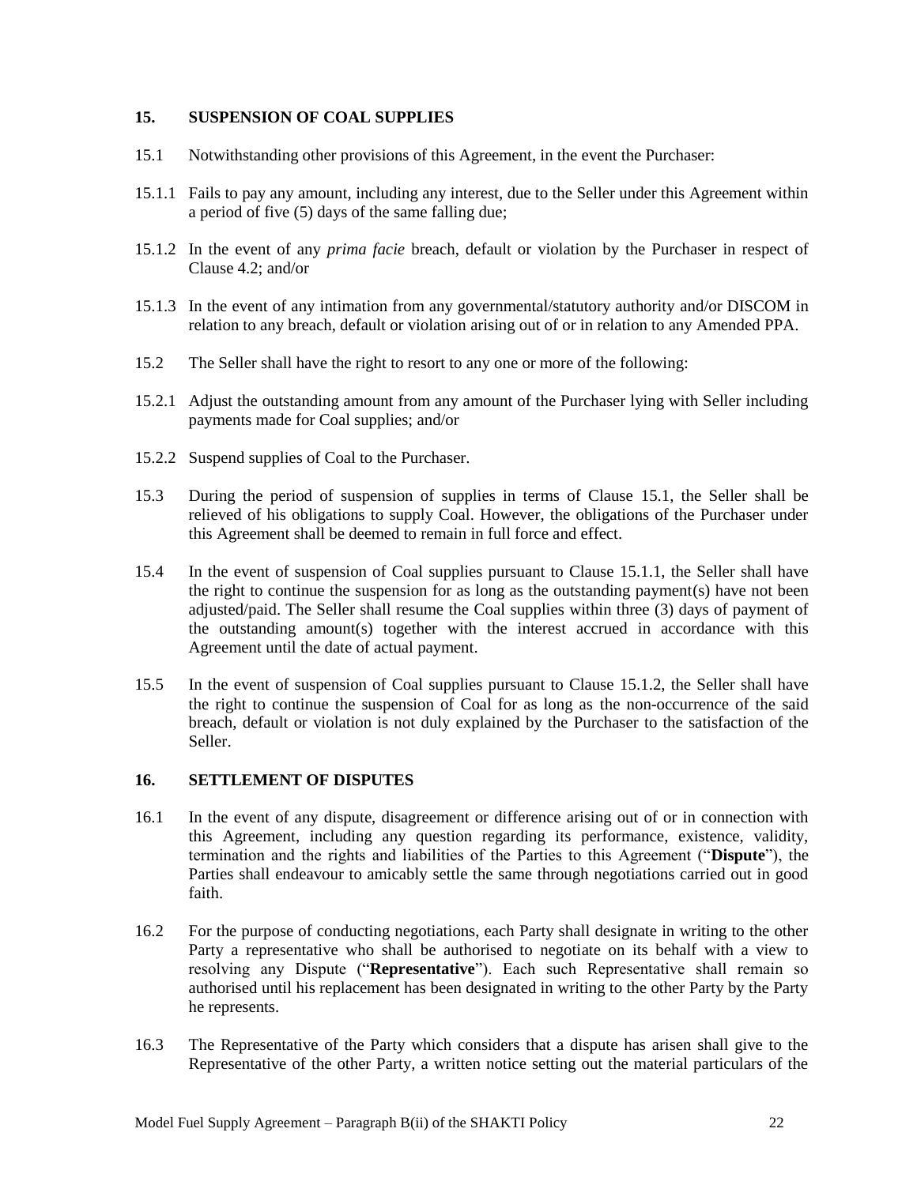## 15. SUSPENSION OF COAL SUPPLIES

15.1 Notwithstanding other provisions of this Agreement, in the event the Purchaser:

15.1.1 Fails to pay any amount, including any interest, due to the Seller under this Agreement within a period of five (5) days of the same falling due;

15.1.2 In the event of any *prima facie* breach, default or violation by the Purchaser in respect of Clause 4.2; and/or

15.1.3 In the event of any intimation from any governmental/statutory authority and/or DISCOM in relation to any breach, default or violation arising out of or in relation to any Amended PPA.

15.2 The Seller shall have the right to resort to any one or more of the following:

15.2.1 Adjust the outstanding amount from any amount of the Purchaser lying with Seller including payments made for Coal supplies; and/or

15.2.2 Suspend supplies of Coal to the Purchaser.

15.3 During the period of suspension of supplies in terms of Clause 15.1, the Seller shall be relieved of his obligations to supply Coal. However, the obligations of the Purchaser under this Agreement shall be deemed to remain in full force and effect.

15.4 In the event of suspension of Coal supplies pursuant to Clause 15.1.1, the Seller shall have the right to continue the suspension for as long as the outstanding payment(s) have not been adjusted/paid. The Seller shall resume the Coal supplies within three (3) days of payment of the outstanding amount(s) together with the interest accrued in accordance with this Agreement until the date of actual payment.

15.5 In the event of suspension of Coal supplies pursuant to Clause 15.1.2, the Seller shall have the right to continue the suspension of Coal for as long as the non-occurrence of the said breach, default or violation is not duly explained by the Purchaser to the satisfaction of the Seller.

## 16. SETTLEMENT OF DISPUTES

16.1 In the event of any dispute, disagreement or difference arising out of or in connection with this Agreement, including any question regarding its performance, existence, validity, termination and the rights and liabilities of the Parties to this Agreement ("**Dispute**"), the Parties shall endeavour to amicably settle the same through negotiations carried out in good faith.

16.2 For the purpose of conducting negotiations, each Party shall designate in writing to the other Party a representative who shall be authorised to negotiate on its behalf with a view to resolving any Dispute ("**Representative**"). Each such Representative shall remain so authorised until his replacement has been designated in writing to the other Party by the Party he represents.

16.3 The Representative of the Party which considers that a dispute has arisen shall give to the Representative of the other Party, a written notice setting out the material particulars of the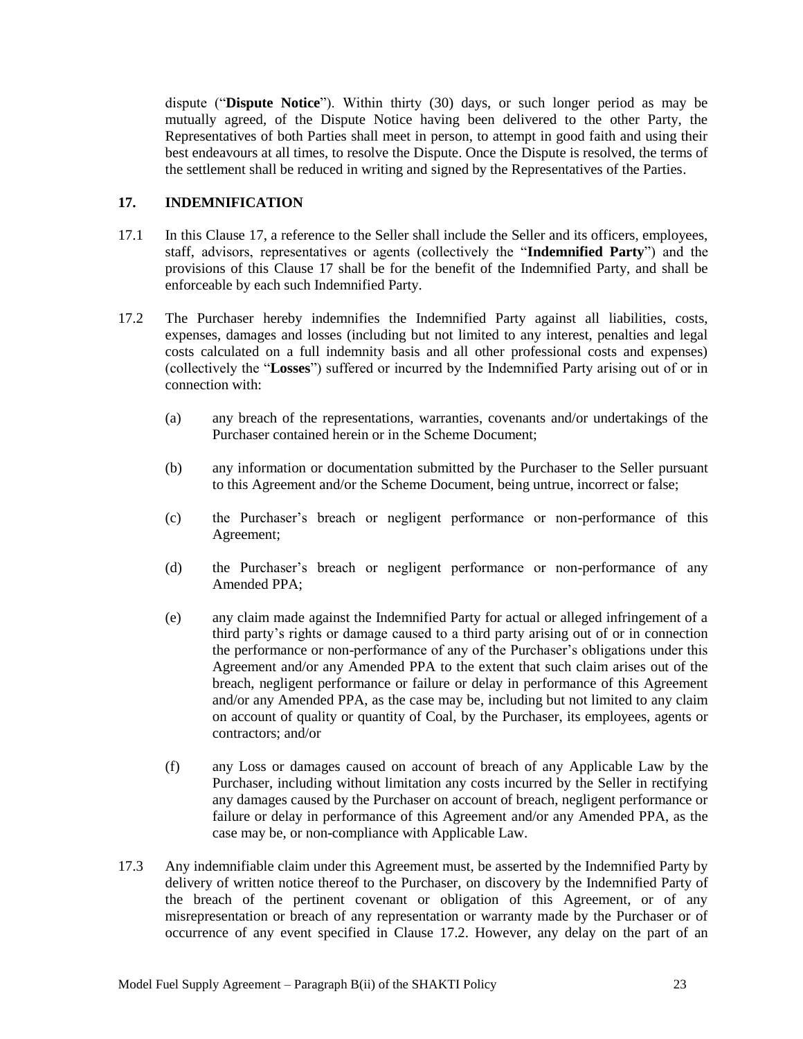dispute ("**Dispute Notice**"). Within thirty (30) days, or such longer period as may be mutually agreed, of the Dispute Notice having been delivered to the other Party, the Representatives of both Parties shall meet in person, to attempt in good faith and using their best endeavours at all times, to resolve the Dispute. Once the Dispute is resolved, the terms of the settlement shall be reduced in writing and signed by the Representatives of the Parties.

## 17. INDEMNIFICATION

17.1 In this Clause 17, a reference to the Seller shall include the Seller and its officers, employees, staff, advisors, representatives or agents (collectively the "**Indemnified Party**") and the provisions of this Clause 17 shall be for the benefit of the Indemnified Party, and shall be enforceable by each such Indemnified Party.

17.2 The Purchaser hereby indemnifies the Indemnified Party against all liabilities, costs, expenses, damages and losses (including but not limited to any interest, penalties and legal costs calculated on a full indemnity basis and all other professional costs and expenses) (collectively the "**Losses**") suffered or incurred by the Indemnified Party arising out of or in connection with:

(a) any breach of the representations, warranties, covenants and/or undertakings of the Purchaser contained herein or in the Scheme Document;

(b) any information or documentation submitted by the Purchaser to the Seller pursuant to this Agreement and/or the Scheme Document, being untrue, incorrect or false;

(c) the Purchaser's breach or negligent performance or non-performance of this Agreement;

(d) the Purchaser's breach or negligent performance or non-performance of any Amended PPA;

(e) any claim made against the Indemnified Party for actual or alleged infringement of a third party's rights or damage caused to a third party arising out of or in connection the performance or non-performance of any of the Purchaser's obligations under this Agreement and/or any Amended PPA to the extent that such claim arises out of the breach, negligent performance or failure or delay in performance of this Agreement and/or any Amended PPA, as the case may be, including but not limited to any claim on account of quality or quantity of Coal, by the Purchaser, its employees, agents or contractors; and/or

(f) any Loss or damages caused on account of breach of any Applicable Law by the Purchaser, including without limitation any costs incurred by the Seller in rectifying any damages caused by the Purchaser on account of breach, negligent performance or failure or delay in performance of this Agreement and/or any Amended PPA, as the case may be, or non-compliance with Applicable Law.

17.3 Any indemnifiable claim under this Agreement must, be asserted by the Indemnified Party by delivery of written notice thereof to the Purchaser, on discovery by the Indemnified Party of the breach of the pertinent covenant or obligation of this Agreement, or of any misrepresentation or breach of any representation or warranty made by the Purchaser or of occurrence of any event specified in Clause 17.2. However, any delay on the part of an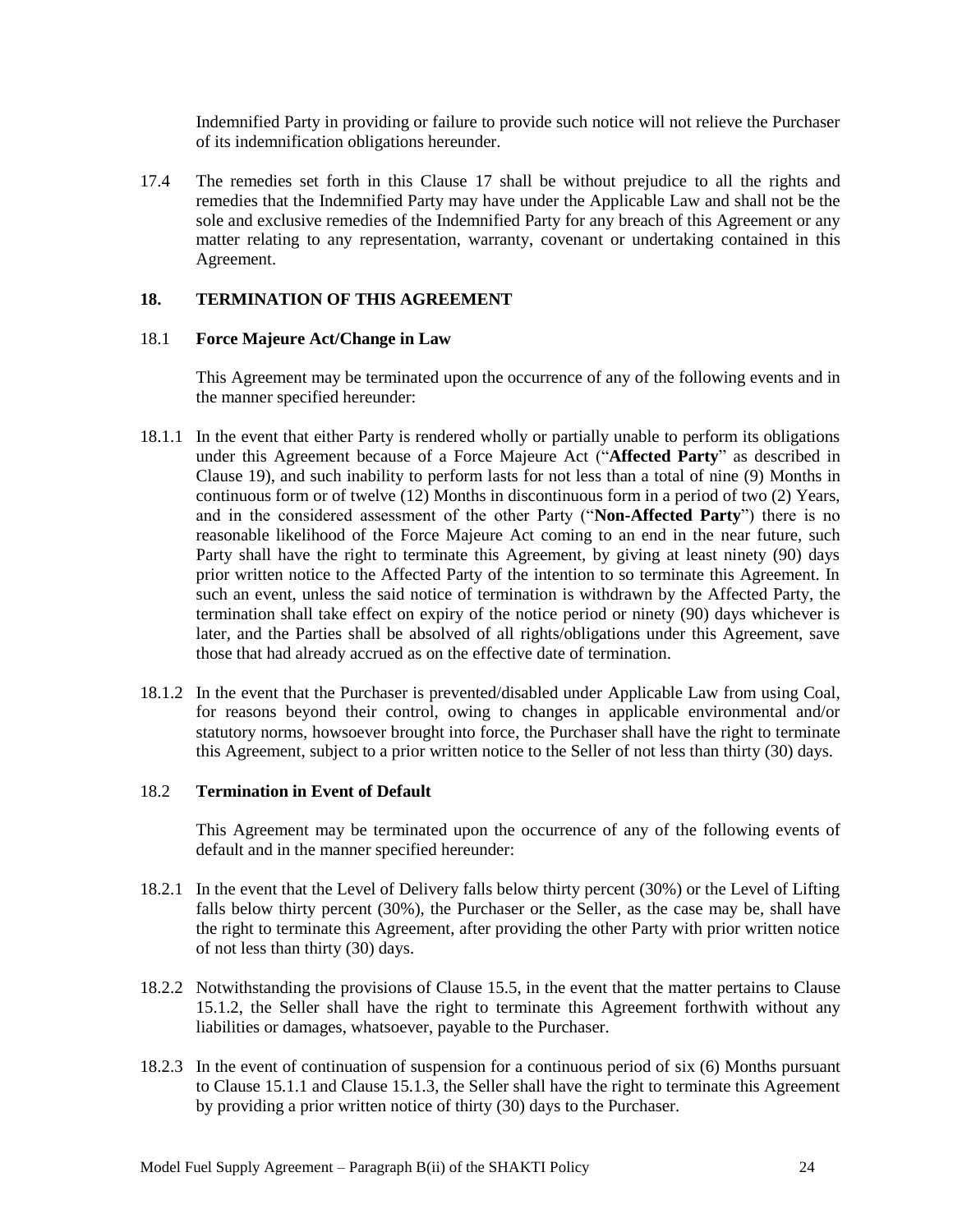Indemnified Party in providing or failure to provide such notice will not relieve the Purchaser of its indemnification obligations hereunder.

17.4 The remedies set forth in this Clause 17 shall be without prejudice to all the rights and remedies that the Indemnified Party may have under the Applicable Law and shall not be the sole and exclusive remedies of the Indemnified Party for any breach of this Agreement or any matter relating to any representation, warranty, covenant or undertaking contained in this Agreement.

## 18. TERMINATION OF THIS AGREEMENT

### 18.1 Force Majeure Act/Change in Law

This Agreement may be terminated upon the occurrence of any of the following events and in the manner specified hereunder:

18.1.1 In the event that either Party is rendered wholly or partially unable to perform its obligations under this Agreement because of a Force Majeure Act ("**Affected Party**" as described in Clause 19), and such inability to perform lasts for not less than a total of nine (9) Months in continuous form or of twelve (12) Months in discontinuous form in a period of two (2) Years, and in the considered assessment of the other Party ("**Non-Affected Party**") there is no reasonable likelihood of the Force Majeure Act coming to an end in the near future, such Party shall have the right to terminate this Agreement, by giving at least ninety (90) days prior written notice to the Affected Party of the intention to so terminate this Agreement. In such an event, unless the said notice of termination is withdrawn by the Affected Party, the termination shall take effect on expiry of the notice period or ninety (90) days whichever is later, and the Parties shall be absolved of all rights/obligations under this Agreement, save those that had already accrued as on the effective date of termination.

18.1.2 In the event that the Purchaser is prevented/disabled under Applicable Law from using Coal, for reasons beyond their control, owing to changes in applicable environmental and/or statutory norms, howsoever brought into force, the Purchaser shall have the right to terminate this Agreement, subject to a prior written notice to the Seller of not less than thirty (30) days.

### 18.2 Termination in Event of Default

This Agreement may be terminated upon the occurrence of any of the following events of default and in the manner specified hereunder:

18.2.1 In the event that the Level of Delivery falls below thirty percent (30%) or the Level of Lifting falls below thirty percent (30%), the Purchaser or the Seller, as the case may be, shall have the right to terminate this Agreement, after providing the other Party with prior written notice of not less than thirty (30) days.

18.2.2 Notwithstanding the provisions of Clause 15.5, in the event that the matter pertains to Clause 15.1.2, the Seller shall have the right to terminate this Agreement forthwith without any liabilities or damages, whatsoever, payable to the Purchaser.

18.2.3 In the event of continuation of suspension for a continuous period of six (6) Months pursuant to Clause 15.1.1 and Clause 15.1.3, the Seller shall have the right to terminate this Agreement by providing a prior written notice of thirty (30) days to the Purchaser.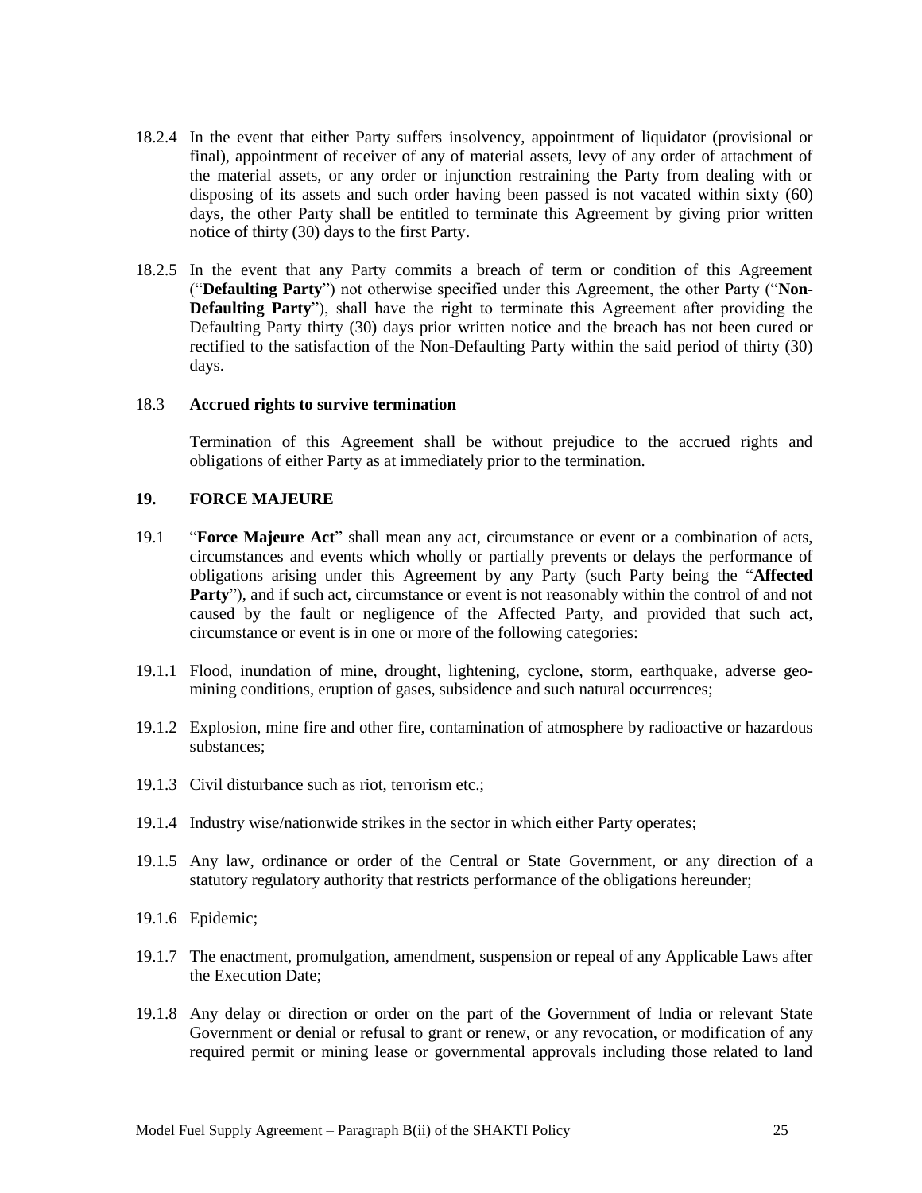18.2.4 In the event that either Party suffers insolvency, appointment of liquidator (provisional or final), appointment of receiver of any of material assets, levy of any order of attachment of the material assets, or any order or injunction restraining the Party from dealing with or disposing of its assets and such order having been passed is not vacated within sixty (60) days, the other Party shall be entitled to terminate this Agreement by giving prior written notice of thirty (30) days to the first Party.

18.2.5 In the event that any Party commits a breach of term or condition of this Agreement ("**Defaulting Party**") not otherwise specified under this Agreement, the other Party ("**Non-Defaulting Party**"), shall have the right to terminate this Agreement after providing the Defaulting Party thirty (30) days prior written notice and the breach has not been cured or rectified to the satisfaction of the Non-Defaulting Party within the said period of thirty (30) days.

18.3 **Accrued rights to survive termination**

Termination of this Agreement shall be without prejudice to the accrued rights and obligations of either Party as at immediately prior to the termination.

## 19. FORCE MAJEURE

19.1 "**Force Majeure Act**" shall mean any act, circumstance or event or a combination of acts, circumstances and events which wholly or partially prevents or delays the performance of obligations arising under this Agreement by any Party (such Party being the "**Affected Party**"), and if such act, circumstance or event is not reasonably within the control of and not caused by the fault or negligence of the Affected Party, and provided that such act, circumstance or event is in one or more of the following categories:

19.1.1 Flood, inundation of mine, drought, lightening, cyclone, storm, earthquake, adverse geo-mining conditions, eruption of gases, subsidence and such natural occurrences;

19.1.2 Explosion, mine fire and other fire, contamination of atmosphere by radioactive or hazardous substances;

19.1.3 Civil disturbance such as riot, terrorism etc.;

19.1.4 Industry wise/nationwide strikes in the sector in which either Party operates;

19.1.5 Any law, ordinance or order of the Central or State Government, or any direction of a statutory regulatory authority that restricts performance of the obligations hereunder;

19.1.6 Epidemic;

19.1.7 The enactment, promulgation, amendment, suspension or repeal of any Applicable Laws after the Execution Date;

19.1.8 Any delay or direction or order on the part of the Government of India or relevant State Government or denial or refusal to grant or renew, or any revocation, or modification of any required permit or mining lease or governmental approvals including those related to land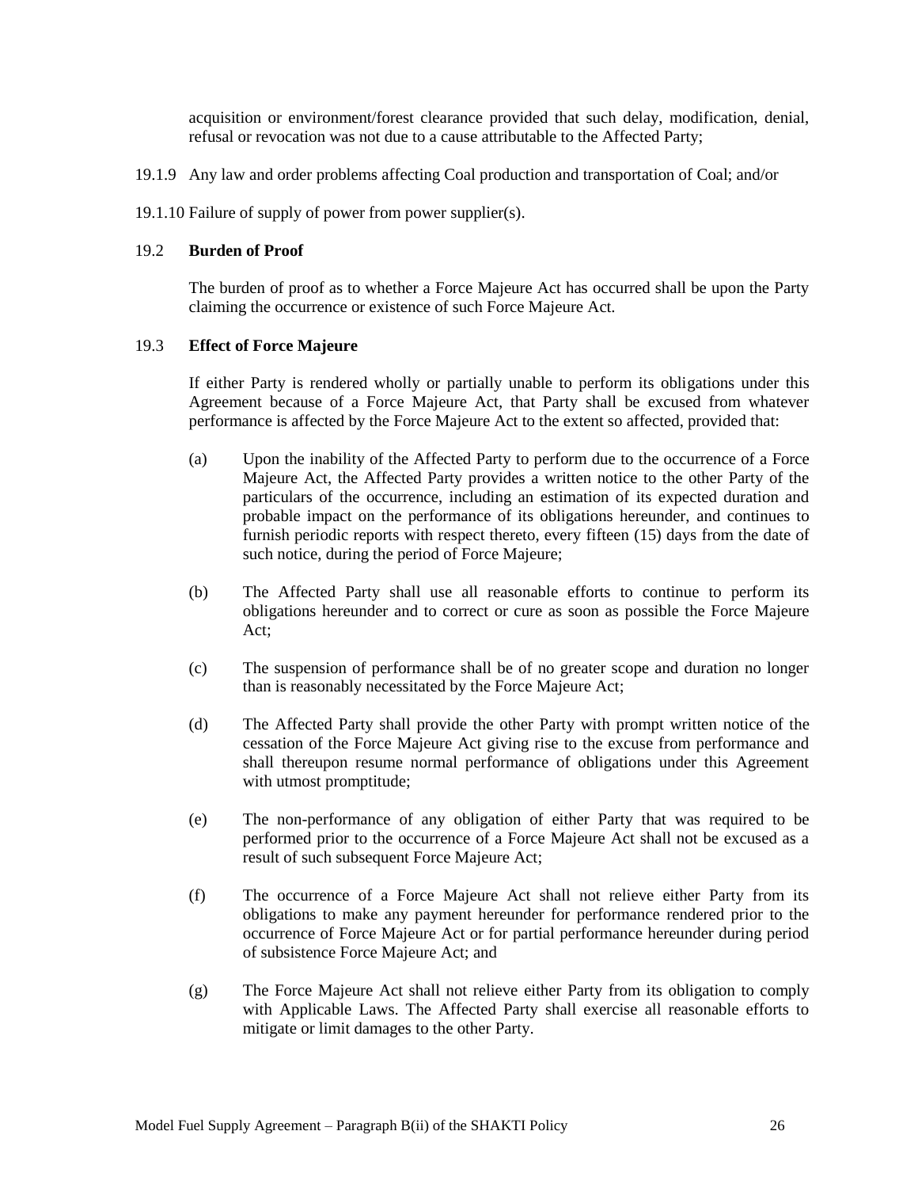acquisition or environment/forest clearance provided that such delay, modification, denial, refusal or revocation was not due to a cause attributable to the Affected Party;

19.1.9 Any law and order problems affecting Coal production and transportation of Coal; and/or

19.1.10 Failure of supply of power from power supplier(s).

### 19.2 Burden of Proof

The burden of proof as to whether a Force Majeure Act has occurred shall be upon the Party claiming the occurrence or existence of such Force Majeure Act.

### 19.3 Effect of Force Majeure

If either Party is rendered wholly or partially unable to perform its obligations under this Agreement because of a Force Majeure Act, that Party shall be excused from whatever performance is affected by the Force Majeure Act to the extent so affected, provided that:

(a) Upon the inability of the Affected Party to perform due to the occurrence of a Force Majeure Act, the Affected Party provides a written notice to the other Party of the particulars of the occurrence, including an estimation of its expected duration and probable impact on the performance of its obligations hereunder, and continues to furnish periodic reports with respect thereto, every fifteen (15) days from the date of such notice, during the period of Force Majeure;

(b) The Affected Party shall use all reasonable efforts to continue to perform its obligations hereunder and to correct or cure as soon as possible the Force Majeure Act;

(c) The suspension of performance shall be of no greater scope and duration no longer than is reasonably necessitated by the Force Majeure Act;

(d) The Affected Party shall provide the other Party with prompt written notice of the cessation of the Force Majeure Act giving rise to the excuse from performance and shall thereupon resume normal performance of obligations under this Agreement with utmost promptitude;

(e) The non-performance of any obligation of either Party that was required to be performed prior to the occurrence of a Force Majeure Act shall not be excused as a result of such subsequent Force Majeure Act;

(f) The occurrence of a Force Majeure Act shall not relieve either Party from its obligations to make any payment hereunder for performance rendered prior to the occurrence of Force Majeure Act or for partial performance hereunder during period of subsistence Force Majeure Act; and

(g) The Force Majeure Act shall not relieve either Party from its obligation to comply with Applicable Laws. The Affected Party shall exercise all reasonable efforts to mitigate or limit damages to the other Party.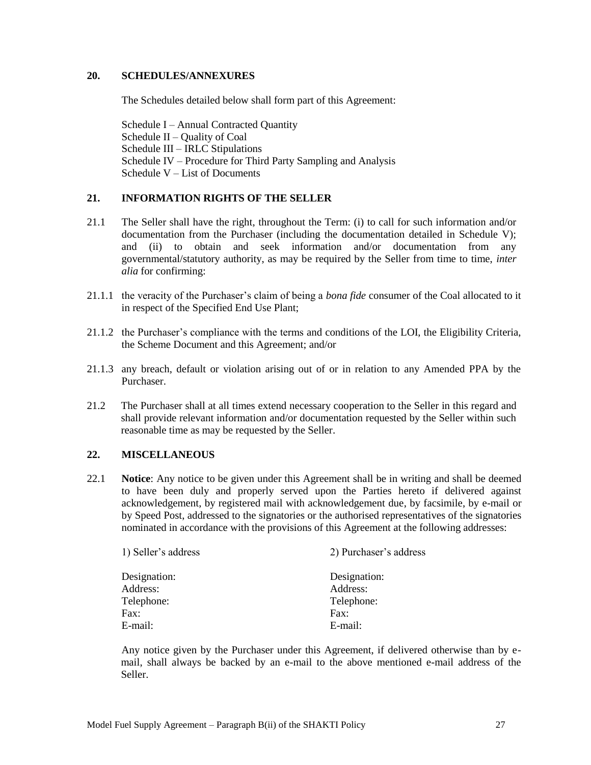## 20. SCHEDULES/ANNEXURES

The Schedules detailed below shall form part of this Agreement:

Schedule I – Annual Contracted Quantity
Schedule II – Quality of Coal
Schedule III – IRLC Stipulations
Schedule IV – Procedure for Third Party Sampling and Analysis
Schedule V – List of Documents

## 21. INFORMATION RIGHTS OF THE SELLER

21.1 The Seller shall have the right, throughout the Term: (i) to call for such information and/or documentation from the Purchaser (including the documentation detailed in Schedule V); and (ii) to obtain and seek information and/or documentation from any governmental/statutory authority, as may be required by the Seller from time to time, *inter alia* for confirming:

21.1.1 the veracity of the Purchaser's claim of being a *bona fide* consumer of the Coal allocated to it in respect of the Specified End Use Plant;

21.1.2 the Purchaser's compliance with the terms and conditions of the LOI, the Eligibility Criteria, the Scheme Document and this Agreement; and/or

21.1.3 any breach, default or violation arising out of or in relation to any Amended PPA by the Purchaser.

21.2 The Purchaser shall at all times extend necessary cooperation to the Seller in this regard and shall provide relevant information and/or documentation requested by the Seller within such reasonable time as may be requested by the Seller.

## 22. MISCELLANEOUS

22.1 **Notice**: Any notice to be given under this Agreement shall be in writing and shall be deemed to have been duly and properly served upon the Parties hereto if delivered against acknowledgement, by registered mail with acknowledgement due, by facsimile, by e-mail or by Speed Post, addressed to the signatories or the authorised representatives of the signatories nominated in accordance with the provisions of this Agreement at the following addresses:

| 1) Seller's address | 2) Purchaser's address |
|---|---|
| Designation: | Designation: |
| Address: | Address: |
| Telephone: | Telephone: |
| Fax: | Fax: |
| E-mail: | E-mail: |

Any notice given by the Purchaser under this Agreement, if delivered otherwise than by e-mail, shall always be backed by an e-mail to the above mentioned e-mail address of the Seller.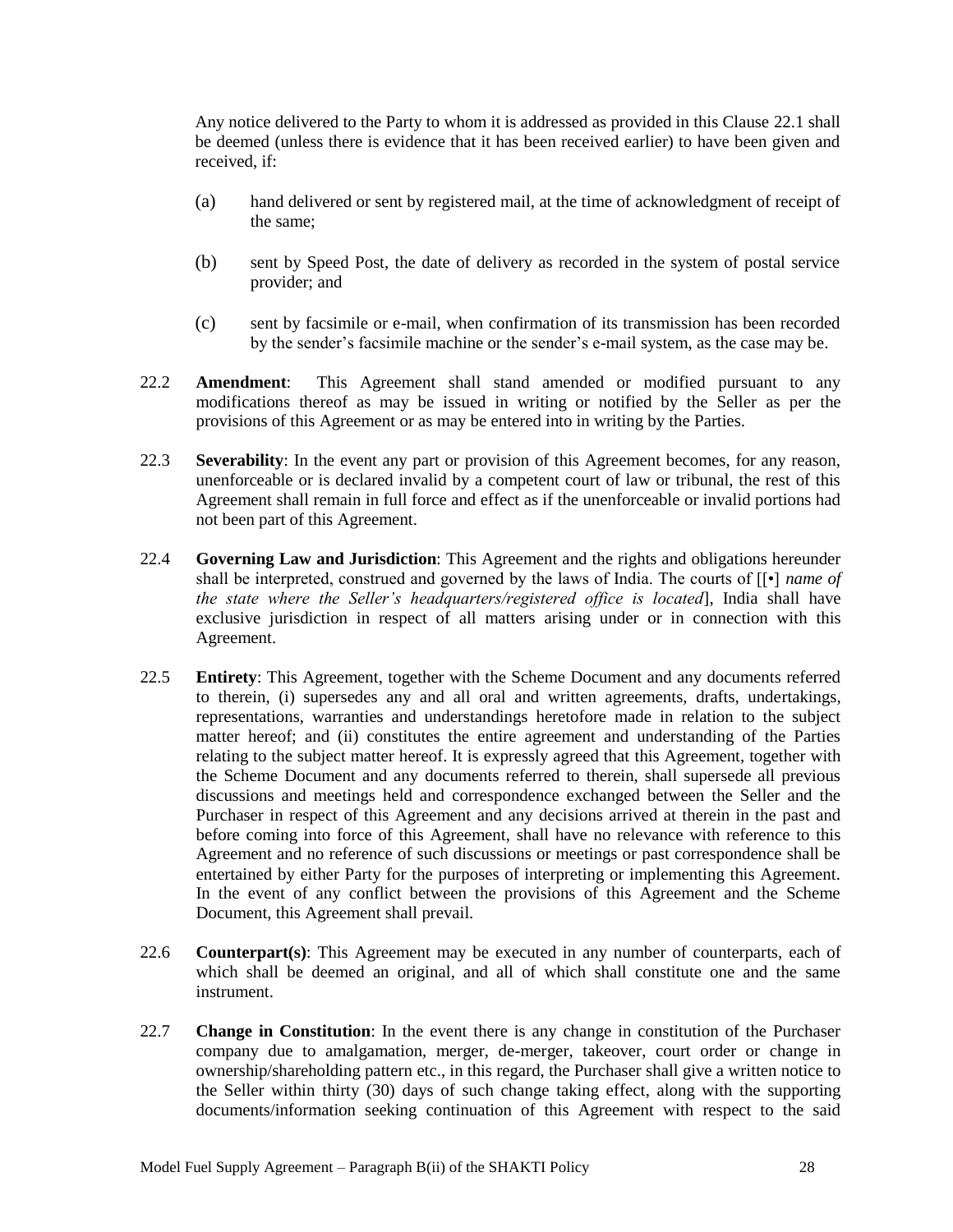Any notice delivered to the Party to whom it is addressed as provided in this Clause 22.1 shall be deemed (unless there is evidence that it has been received earlier) to have been given and received, if:

(a) hand delivered or sent by registered mail, at the time of acknowledgment of receipt of the same;

(b) sent by Speed Post, the date of delivery as recorded in the system of postal service provider; and

(c) sent by facsimile or e-mail, when confirmation of its transmission has been recorded by the sender's facsimile machine or the sender's e-mail system, as the case may be.

22.2 **Amendment**: This Agreement shall stand amended or modified pursuant to any modifications thereof as may be issued in writing or notified by the Seller as per the provisions of this Agreement or as may be entered into in writing by the Parties.

22.3 **Severability**: In the event any part or provision of this Agreement becomes, for any reason, unenforceable or is declared invalid by a competent court of law or tribunal, the rest of this Agreement shall remain in full force and effect as if the unenforceable or invalid portions had not been part of this Agreement.

22.4 **Governing Law and Jurisdiction**: This Agreement and the rights and obligations hereunder shall be interpreted, construed and governed by the laws of India. The courts of [[•] *name of the state where the Seller's headquarters/registered office is located*], India shall have exclusive jurisdiction in respect of all matters arising under or in connection with this Agreement.

22.5 **Entirety**: This Agreement, together with the Scheme Document and any documents referred to therein, (i) supersedes any and all oral and written agreements, drafts, undertakings, representations, warranties and understandings heretofore made in relation to the subject matter hereof; and (ii) constitutes the entire agreement and understanding of the Parties relating to the subject matter hereof. It is expressly agreed that this Agreement, together with the Scheme Document and any documents referred to therein, shall supersede all previous discussions and meetings held and correspondence exchanged between the Seller and the Purchaser in respect of this Agreement and any decisions arrived at therein in the past and before coming into force of this Agreement, shall have no relevance with reference to this Agreement and no reference of such discussions or meetings or past correspondence shall be entertained by either Party for the purposes of interpreting or implementing this Agreement. In the event of any conflict between the provisions of this Agreement and the Scheme Document, this Agreement shall prevail.

22.6 **Counterpart(s)**: This Agreement may be executed in any number of counterparts, each of which shall be deemed an original, and all of which shall constitute one and the same instrument.

22.7 **Change in Constitution**: In the event there is any change in constitution of the Purchaser company due to amalgamation, merger, de-merger, takeover, court order or change in ownership/shareholding pattern etc., in this regard, the Purchaser shall give a written notice to the Seller within thirty (30) days of such change taking effect, along with the supporting documents/information seeking continuation of this Agreement with respect to the said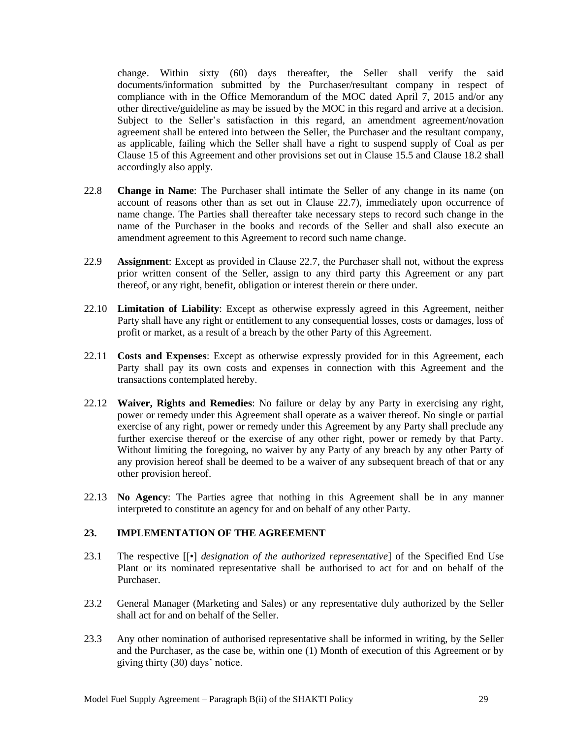change. Within sixty (60) days thereafter, the Seller shall verify the said documents/information submitted by the Purchaser/resultant company in respect of compliance with in the Office Memorandum of the MOC dated April 7, 2015 and/or any other directive/guideline as may be issued by the MOC in this regard and arrive at a decision. Subject to the Seller's satisfaction in this regard, an amendment agreement/novation agreement shall be entered into between the Seller, the Purchaser and the resultant company, as applicable, failing which the Seller shall have a right to suspend supply of Coal as per Clause 15 of this Agreement and other provisions set out in Clause 15.5 and Clause 18.2 shall accordingly also apply.

22.8 **Change in Name**: The Purchaser shall intimate the Seller of any change in its name (on account of reasons other than as set out in Clause 22.7), immediately upon occurrence of name change. The Parties shall thereafter take necessary steps to record such change in the name of the Purchaser in the books and records of the Seller and shall also execute an amendment agreement to this Agreement to record such name change.

22.9 **Assignment**: Except as provided in Clause 22.7, the Purchaser shall not, without the express prior written consent of the Seller, assign to any third party this Agreement or any part thereof, or any right, benefit, obligation or interest therein or there under.

22.10 **Limitation of Liability**: Except as otherwise expressly agreed in this Agreement, neither Party shall have any right or entitlement to any consequential losses, costs or damages, loss of profit or market, as a result of a breach by the other Party of this Agreement.

22.11 **Costs and Expenses**: Except as otherwise expressly provided for in this Agreement, each Party shall pay its own costs and expenses in connection with this Agreement and the transactions contemplated hereby.

22.12 **Waiver, Rights and Remedies**: No failure or delay by any Party in exercising any right, power or remedy under this Agreement shall operate as a waiver thereof. No single or partial exercise of any right, power or remedy under this Agreement by any Party shall preclude any further exercise thereof or the exercise of any other right, power or remedy by that Party. Without limiting the foregoing, no waiver by any Party of any breach by any other Party of any provision hereof shall be deemed to be a waiver of any subsequent breach of that or any other provision hereof.

22.13 **No Agency**: The Parties agree that nothing in this Agreement shall be in any manner interpreted to constitute an agency for and on behalf of any other Party.

## 23. IMPLEMENTATION OF THE AGREEMENT

23.1 The respective [[•] *designation of the authorized representative*] of the Specified End Use Plant or its nominated representative shall be authorised to act for and on behalf of the Purchaser.

23.2 General Manager (Marketing and Sales) or any representative duly authorized by the Seller shall act for and on behalf of the Seller.

23.3 Any other nomination of authorised representative shall be informed in writing, by the Seller and the Purchaser, as the case be, within one (1) Month of execution of this Agreement or by giving thirty (30) days' notice.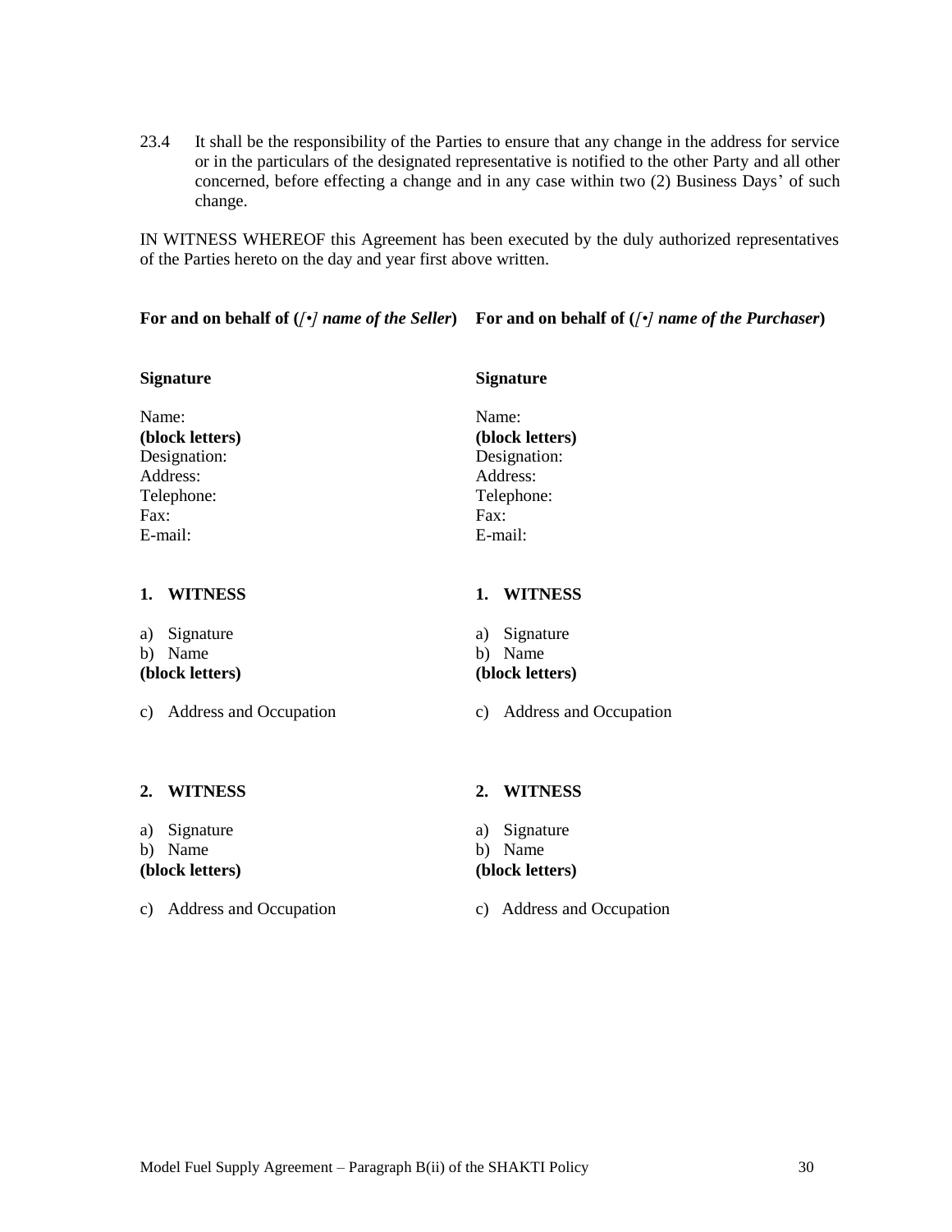23.4 It shall be the responsibility of the Parties to ensure that any change in the address for service or in the particulars of the designated representative is notified to the other Party and all other concerned, before effecting a change and in any case within two (2) Business Days' of such change.

IN WITNESS WHEREOF this Agreement has been executed by the duly authorized representatives of the Parties hereto on the day and year first above written.

**For and on behalf of ([•] *name of the Seller*)**

**Signature**

Name:
**(block letters)**
Designation:
Address:
Telephone:
Fax:
E-mail:

**1. WITNESS**

a) Signature
b) Name
**(block letters)**

c) Address and Occupation

**2. WITNESS**

a) Signature
b) Name
**(block letters)**

c) Address and Occupation

**For and on behalf of ([•] *name of the Purchaser*)**

**Signature**

Name:
**(block letters)**
Designation:
Address:
Telephone:
Fax:
E-mail:

**1. WITNESS**

a) Signature
b) Name
**(block letters)**

c) Address and Occupation

**2. WITNESS**

a) Signature
b) Name
**(block letters)**

c) Address and Occupation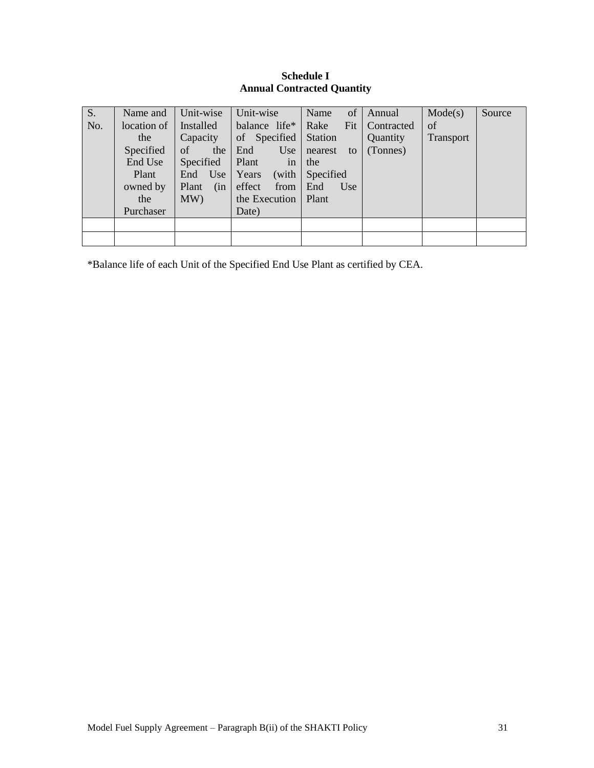**Schedule I**
**Annual Contracted Quantity**

| S. No. | Name and location of the Specified End Use Plant owned by the Purchaser | Unit-wise Installed Capacity of the Specified End Use Plant (in MW) | Unit-wise balance life* of Specified End Use Plant in Years (with effect from the Execution Date) | Name of Rake Fit Station nearest to the Specified End Use Plant | Annual Contracted Quantity (Tonnes) | Mode(s) of Transport | Source |
|---|---|---|---|---|---|---|---|
| | | | | | | | |
| | | | | | | | |

*Balance life of each Unit of the Specified End Use Plant as certified by CEA.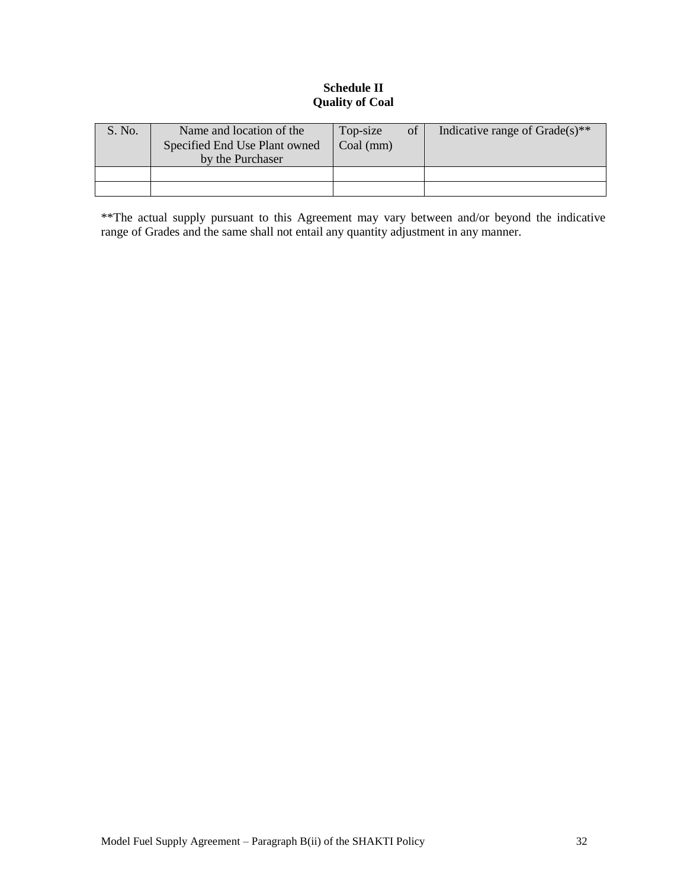**Schedule II**
**Quality of Coal**

| S. No. | Name and location of the Specified End Use Plant owned by the Purchaser | Top-size of Coal (mm) | Indicative range of Grade(s)** |
| --- | --- | --- | --- |
| | | | |
| | | | |

**The actual supply pursuant to this Agreement may vary between and/or beyond the indicative range of Grades and the same shall not entail any quantity adjustment in any manner.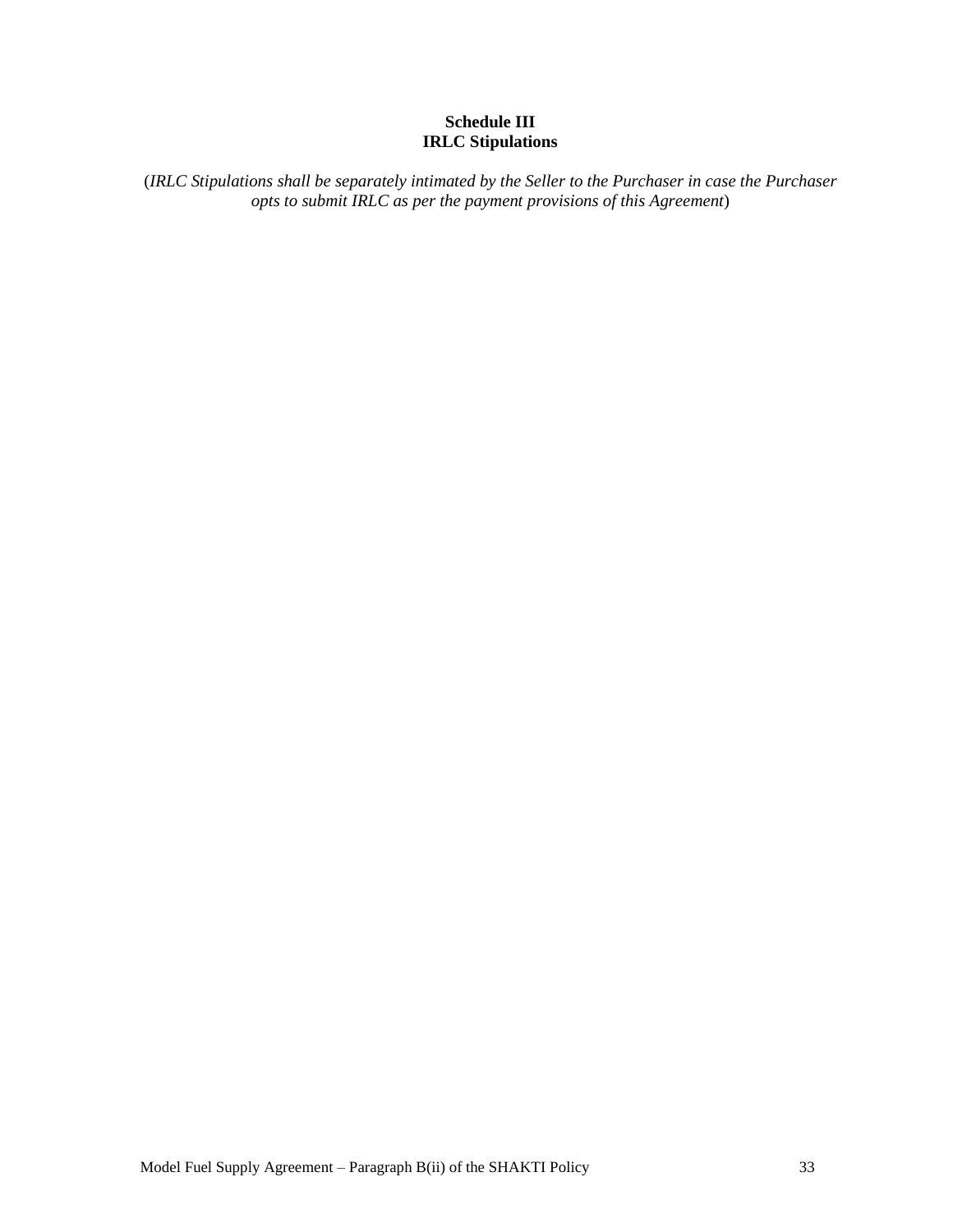**Schedule III**
**IRLC Stipulations**

(*IRLC Stipulations shall be separately intimated by the Seller to the Purchaser in case the Purchaser opts to submit IRLC as per the payment provisions of this Agreement*)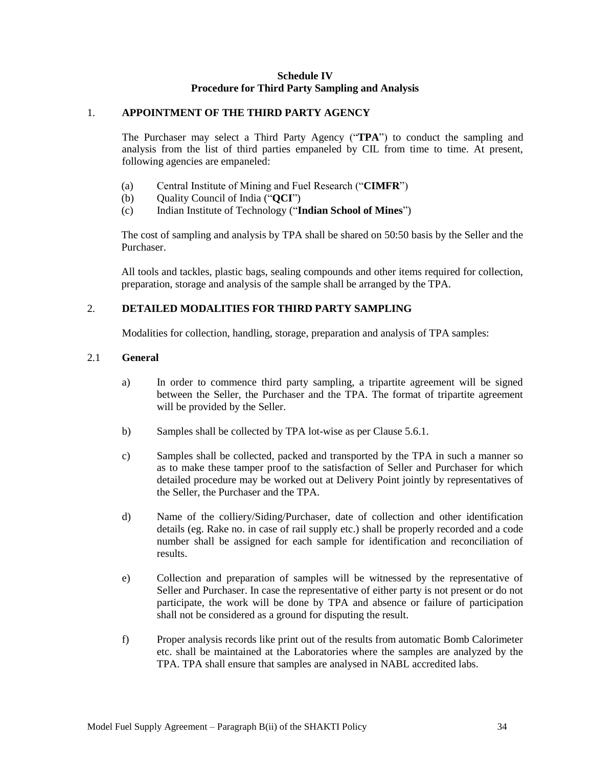**Schedule IV**
**Procedure for Third Party Sampling and Analysis**

1. **APPOINTMENT OF THE THIRD PARTY AGENCY**

The Purchaser may select a Third Party Agency ("**TPA**") to conduct the sampling and analysis from the list of third parties empaneled by CIL from time to time. At present, following agencies are empaneled:

(a) Central Institute of Mining and Fuel Research ("**CIMFR**")
(b) Quality Council of India ("**QCI**")
(c) Indian Institute of Technology ("**Indian School of Mines**")

The cost of sampling and analysis by TPA shall be shared on 50:50 basis by the Seller and the Purchaser.

All tools and tackles, plastic bags, sealing compounds and other items required for collection, preparation, storage and analysis of the sample shall be arranged by the TPA.

2. **DETAILED MODALITIES FOR THIRD PARTY SAMPLING**

Modalities for collection, handling, storage, preparation and analysis of TPA samples:

2.1 **General**

a) In order to commence third party sampling, a tripartite agreement will be signed between the Seller, the Purchaser and the TPA. The format of tripartite agreement will be provided by the Seller.

b) Samples shall be collected by TPA lot-wise as per Clause 5.6.1.

c) Samples shall be collected, packed and transported by the TPA in such a manner so as to make these tamper proof to the satisfaction of Seller and Purchaser for which detailed procedure may be worked out at Delivery Point jointly by representatives of the Seller, the Purchaser and the TPA.

d) Name of the colliery/Siding/Purchaser, date of collection and other identification details (eg. Rake no. in case of rail supply etc.) shall be properly recorded and a code number shall be assigned for each sample for identification and reconciliation of results.

e) Collection and preparation of samples will be witnessed by the representative of Seller and Purchaser. In case the representative of either party is not present or do not participate, the work will be done by TPA and absence or failure of participation shall not be considered as a ground for disputing the result.

f) Proper analysis records like print out of the results from automatic Bomb Calorimeter etc. shall be maintained at the Laboratories where the samples are analyzed by the TPA. TPA shall ensure that samples are analysed in NABL accredited labs.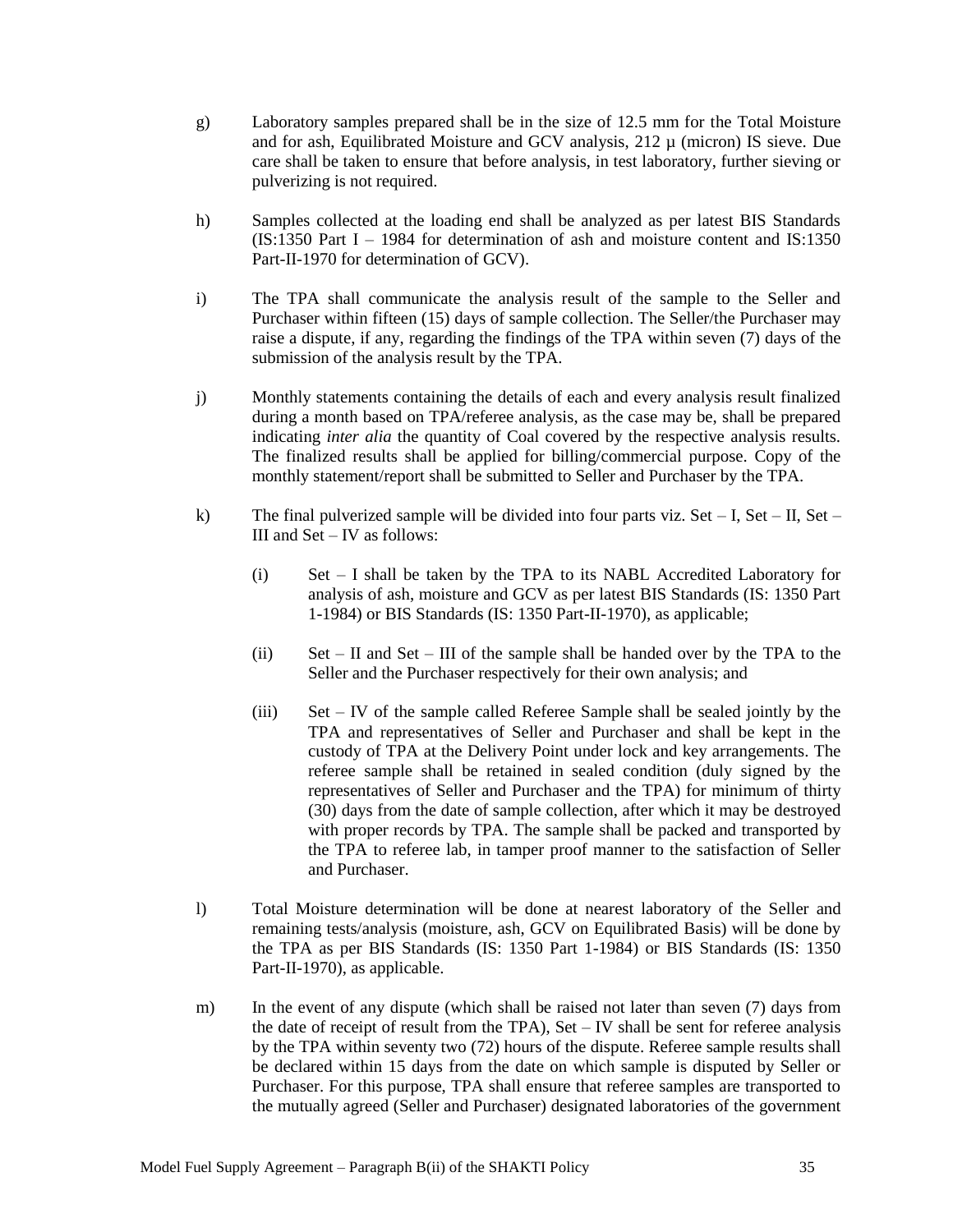g) Laboratory samples prepared shall be in the size of 12.5 mm for the Total Moisture and for ash, Equilibrated Moisture and GCV analysis, 212 µ (micron) IS sieve. Due care shall be taken to ensure that before analysis, in test laboratory, further sieving or pulverizing is not required.

h) Samples collected at the loading end shall be analyzed as per latest BIS Standards (IS:1350 Part I – 1984 for determination of ash and moisture content and IS:1350 Part-II-1970 for determination of GCV).

i) The TPA shall communicate the analysis result of the sample to the Seller and Purchaser within fifteen (15) days of sample collection. The Seller/the Purchaser may raise a dispute, if any, regarding the findings of the TPA within seven (7) days of the submission of the analysis result by the TPA.

j) Monthly statements containing the details of each and every analysis result finalized during a month based on TPA/referee analysis, as the case may be, shall be prepared indicating *inter alia* the quantity of Coal covered by the respective analysis results. The finalized results shall be applied for billing/commercial purpose. Copy of the monthly statement/report shall be submitted to Seller and Purchaser by the TPA.

k) The final pulverized sample will be divided into four parts viz. Set – I, Set – II, Set – III and Set – IV as follows:

  (i) Set – I shall be taken by the TPA to its NABL Accredited Laboratory for analysis of ash, moisture and GCV as per latest BIS Standards (IS: 1350 Part 1-1984) or BIS Standards (IS: 1350 Part-II-1970), as applicable;

  (ii) Set – II and Set – III of the sample shall be handed over by the TPA to the Seller and the Purchaser respectively for their own analysis; and

  (iii) Set – IV of the sample called Referee Sample shall be sealed jointly by the TPA and representatives of Seller and Purchaser and shall be kept in the custody of TPA at the Delivery Point under lock and key arrangements. The referee sample shall be retained in sealed condition (duly signed by the representatives of Seller and Purchaser and the TPA) for minimum of thirty (30) days from the date of sample collection, after which it may be destroyed with proper records by TPA. The sample shall be packed and transported by the TPA to referee lab, in tamper proof manner to the satisfaction of Seller and Purchaser.

l) Total Moisture determination will be done at nearest laboratory of the Seller and remaining tests/analysis (moisture, ash, GCV on Equilibrated Basis) will be done by the TPA as per BIS Standards (IS: 1350 Part 1-1984) or BIS Standards (IS: 1350 Part-II-1970), as applicable.

m) In the event of any dispute (which shall be raised not later than seven (7) days from the date of receipt of result from the TPA), Set – IV shall be sent for referee analysis by the TPA within seventy two (72) hours of the dispute. Referee sample results shall be declared within 15 days from the date on which sample is disputed by Seller or Purchaser. For this purpose, TPA shall ensure that referee samples are transported to the mutually agreed (Seller and Purchaser) designated laboratories of the government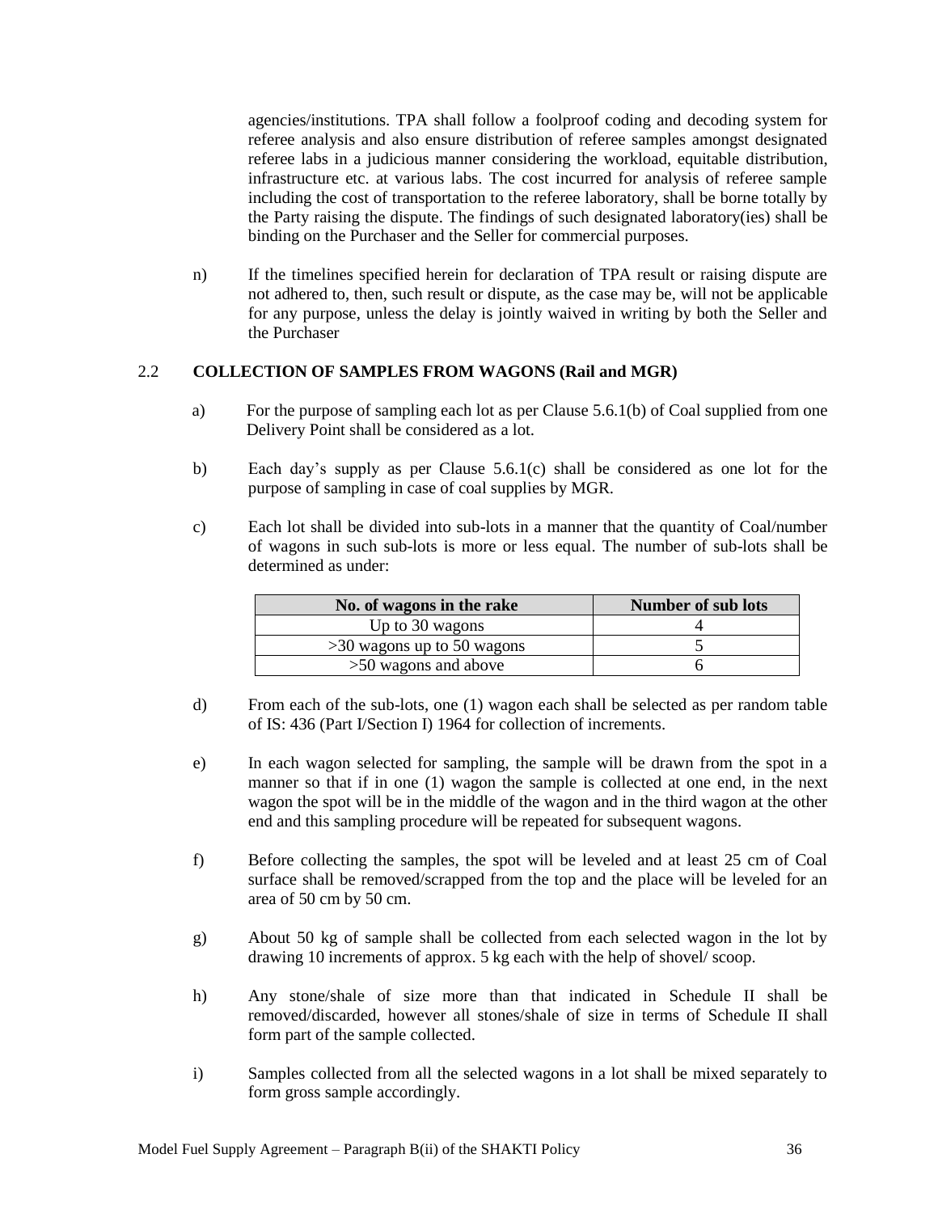agencies/institutions. TPA shall follow a foolproof coding and decoding system for referee analysis and also ensure distribution of referee samples amongst designated referee labs in a judicious manner considering the workload, equitable distribution, infrastructure etc. at various labs. The cost incurred for analysis of referee sample including the cost of transportation to the referee laboratory, shall be borne totally by the Party raising the dispute. The findings of such designated laboratory(ies) shall be binding on the Purchaser and the Seller for commercial purposes.

n) If the timelines specified herein for declaration of TPA result or raising dispute are not adhered to, then, such result or dispute, as the case may be, will not be applicable for any purpose, unless the delay is jointly waived in writing by both the Seller and the Purchaser

## 2.2 COLLECTION OF SAMPLES FROM WAGONS (Rail and MGR)

a) For the purpose of sampling each lot as per Clause 5.6.1(b) of Coal supplied from one Delivery Point shall be considered as a lot.

b) Each day's supply as per Clause 5.6.1(c) shall be considered as one lot for the purpose of sampling in case of coal supplies by MGR.

c) Each lot shall be divided into sub-lots in a manner that the quantity of Coal/number of wagons in such sub-lots is more or less equal. The number of sub-lots shall be determined as under:

| No. of wagons in the rake | Number of sub lots |
|---|---|
| Up to 30 wagons | 4 |
| >30 wagons up to 50 wagons | 5 |
| >50 wagons and above | 6 |

d) From each of the sub-lots, one (1) wagon each shall be selected as per random table of IS: 436 (Part I/Section I) 1964 for collection of increments.

e) In each wagon selected for sampling, the sample will be drawn from the spot in a manner so that if in one (1) wagon the sample is collected at one end, in the next wagon the spot will be in the middle of the wagon and in the third wagon at the other end and this sampling procedure will be repeated for subsequent wagons.

f) Before collecting the samples, the spot will be leveled and at least 25 cm of Coal surface shall be removed/scrapped from the top and the place will be leveled for an area of 50 cm by 50 cm.

g) About 50 kg of sample shall be collected from each selected wagon in the lot by drawing 10 increments of approx. 5 kg each with the help of shovel/ scoop.

h) Any stone/shale of size more than that indicated in Schedule II shall be removed/discarded, however all stones/shale of size in terms of Schedule II shall form part of the sample collected.

i) Samples collected from all the selected wagons in a lot shall be mixed separately to form gross sample accordingly.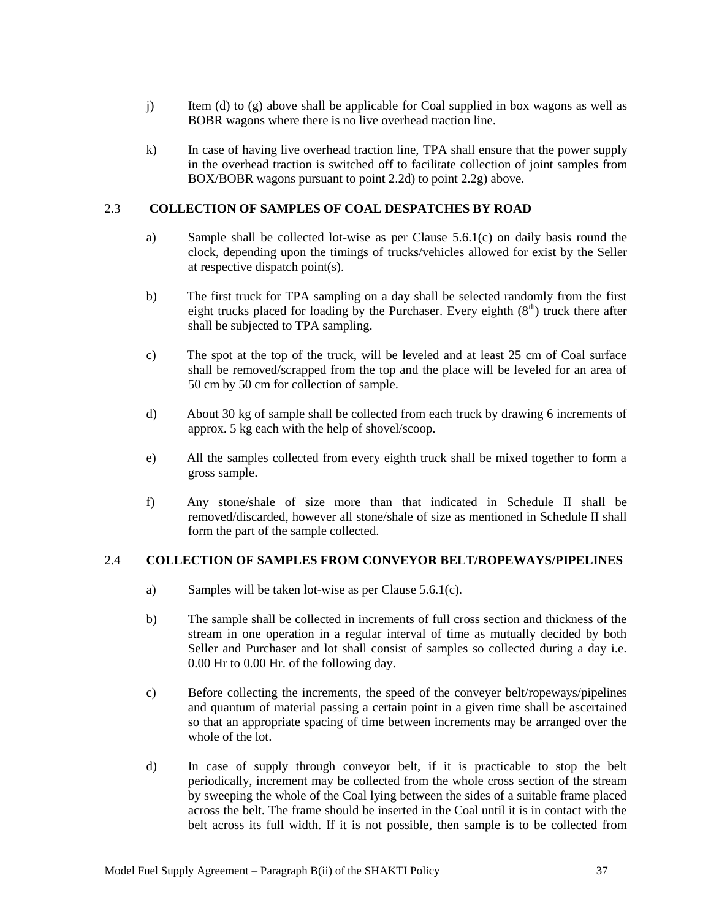j) Item (d) to (g) above shall be applicable for Coal supplied in box wagons as well as BOBR wagons where there is no live overhead traction line.

k) In case of having live overhead traction line, TPA shall ensure that the power supply in the overhead traction is switched off to facilitate collection of joint samples from BOX/BOBR wagons pursuant to point 2.2d) to point 2.2g) above.

## 2.3 COLLECTION OF SAMPLES OF COAL DESPATCHES BY ROAD

a) Sample shall be collected lot-wise as per Clause 5.6.1(c) on daily basis round the clock, depending upon the timings of trucks/vehicles allowed for exist by the Seller at respective dispatch point(s).

b) The first truck for TPA sampling on a day shall be selected randomly from the first eight trucks placed for loading by the Purchaser. Every eighth (8th) truck there after shall be subjected to TPA sampling.

c) The spot at the top of the truck, will be leveled and at least 25 cm of Coal surface shall be removed/scrapped from the top and the place will be leveled for an area of 50 cm by 50 cm for collection of sample.

d) About 30 kg of sample shall be collected from each truck by drawing 6 increments of approx. 5 kg each with the help of shovel/scoop.

e) All the samples collected from every eighth truck shall be mixed together to form a gross sample.

f) Any stone/shale of size more than that indicated in Schedule II shall be removed/discarded, however all stone/shale of size as mentioned in Schedule II shall form the part of the sample collected.

## 2.4 COLLECTION OF SAMPLES FROM CONVEYOR BELT/ROPEWAYS/PIPELINES

a) Samples will be taken lot-wise as per Clause 5.6.1(c).

b) The sample shall be collected in increments of full cross section and thickness of the stream in one operation in a regular interval of time as mutually decided by both Seller and Purchaser and lot shall consist of samples so collected during a day i.e. 0.00 Hr to 0.00 Hr. of the following day.

c) Before collecting the increments, the speed of the conveyer belt/ropeways/pipelines and quantum of material passing a certain point in a given time shall be ascertained so that an appropriate spacing of time between increments may be arranged over the whole of the lot.

d) In case of supply through conveyor belt, if it is practicable to stop the belt periodically, increment may be collected from the whole cross section of the stream by sweeping the whole of the Coal lying between the sides of a suitable frame placed across the belt. The frame should be inserted in the Coal until it is in contact with the belt across its full width. If it is not possible, then sample is to be collected from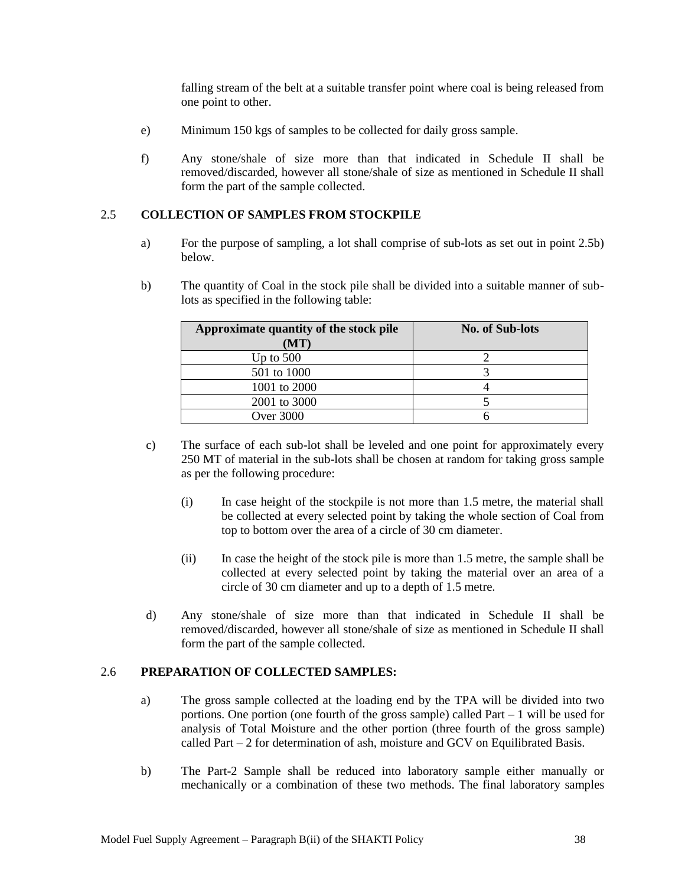falling stream of the belt at a suitable transfer point where coal is being released from one point to other.

e) Minimum 150 kgs of samples to be collected for daily gross sample.

f) Any stone/shale of size more than that indicated in Schedule II shall be removed/discarded, however all stone/shale of size as mentioned in Schedule II shall form the part of the sample collected.

## 2.5 COLLECTION OF SAMPLES FROM STOCKPILE

a) For the purpose of sampling, a lot shall comprise of sub-lots as set out in point 2.5b) below.

b) The quantity of Coal in the stock pile shall be divided into a suitable manner of sub-lots as specified in the following table:

| Approximate quantity of the stock pile (MT) | No. of Sub-lots |
|---|---|
| Up to 500 | 2 |
| 501 to 1000 | 3 |
| 1001 to 2000 | 4 |
| 2001 to 3000 | 5 |
| Over 3000 | 6 |

c) The surface of each sub-lot shall be leveled and one point for approximately every 250 MT of material in the sub-lots shall be chosen at random for taking gross sample as per the following procedure:

(i) In case height of the stockpile is not more than 1.5 metre, the material shall be collected at every selected point by taking the whole section of Coal from top to bottom over the area of a circle of 30 cm diameter.

(ii) In case the height of the stock pile is more than 1.5 metre, the sample shall be collected at every selected point by taking the material over an area of a circle of 30 cm diameter and up to a depth of 1.5 metre.

d) Any stone/shale of size more than that indicated in Schedule II shall be removed/discarded, however all stone/shale of size as mentioned in Schedule II shall form the part of the sample collected.

## 2.6 PREPARATION OF COLLECTED SAMPLES:

a) The gross sample collected at the loading end by the TPA will be divided into two portions. One portion (one fourth of the gross sample) called Part – 1 will be used for analysis of Total Moisture and the other portion (three fourth of the gross sample) called Part – 2 for determination of ash, moisture and GCV on Equilibrated Basis.

b) The Part-2 Sample shall be reduced into laboratory sample either manually or mechanically or a combination of these two methods. The final laboratory samples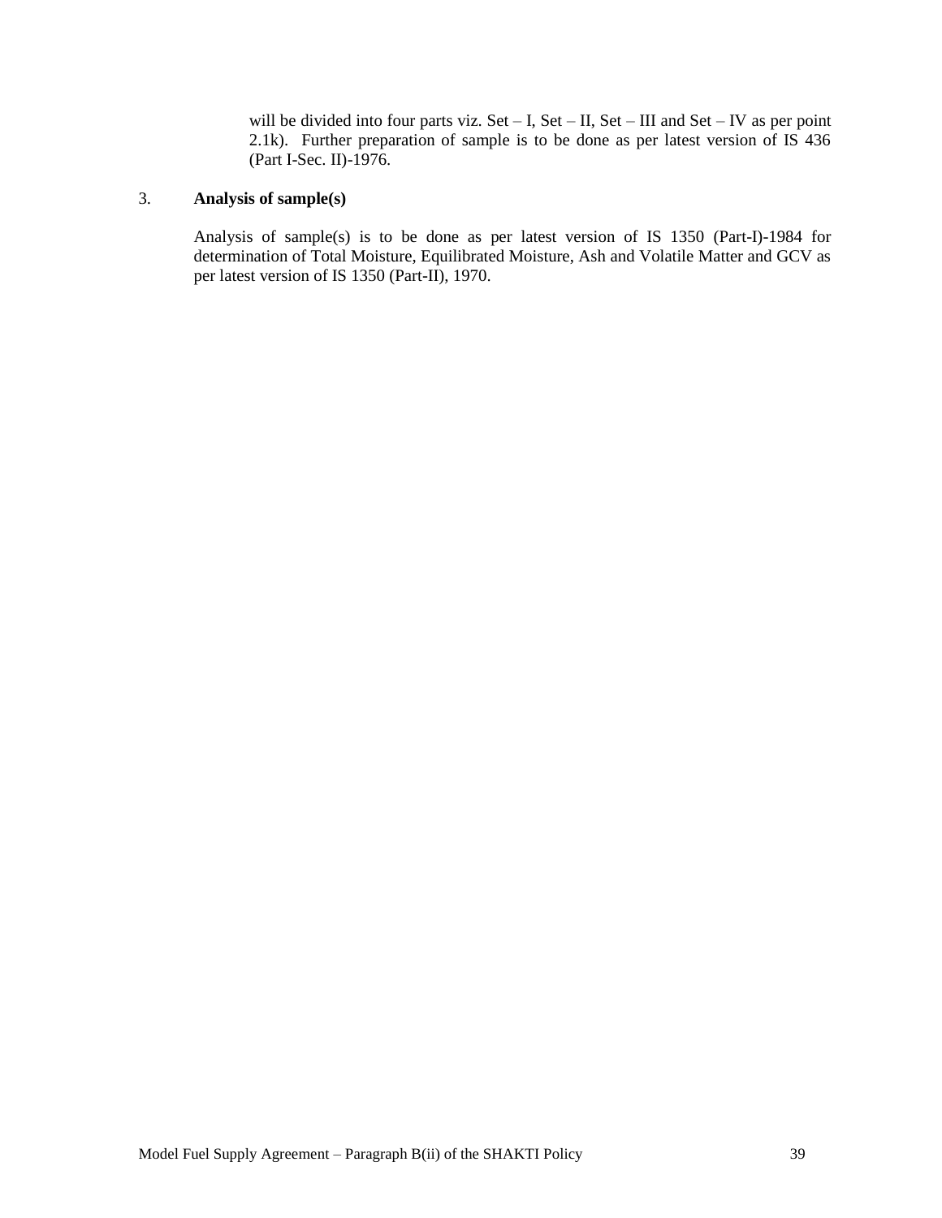will be divided into four parts viz. Set – I, Set – II, Set – III and Set – IV as per point 2.1k). Further preparation of sample is to be done as per latest version of IS 436 (Part I-Sec. II)-1976.

3. **Analysis of sample(s)**

Analysis of sample(s) is to be done as per latest version of IS 1350 (Part-I)-1984 for determination of Total Moisture, Equilibrated Moisture, Ash and Volatile Matter and GCV as per latest version of IS 1350 (Part-II), 1970.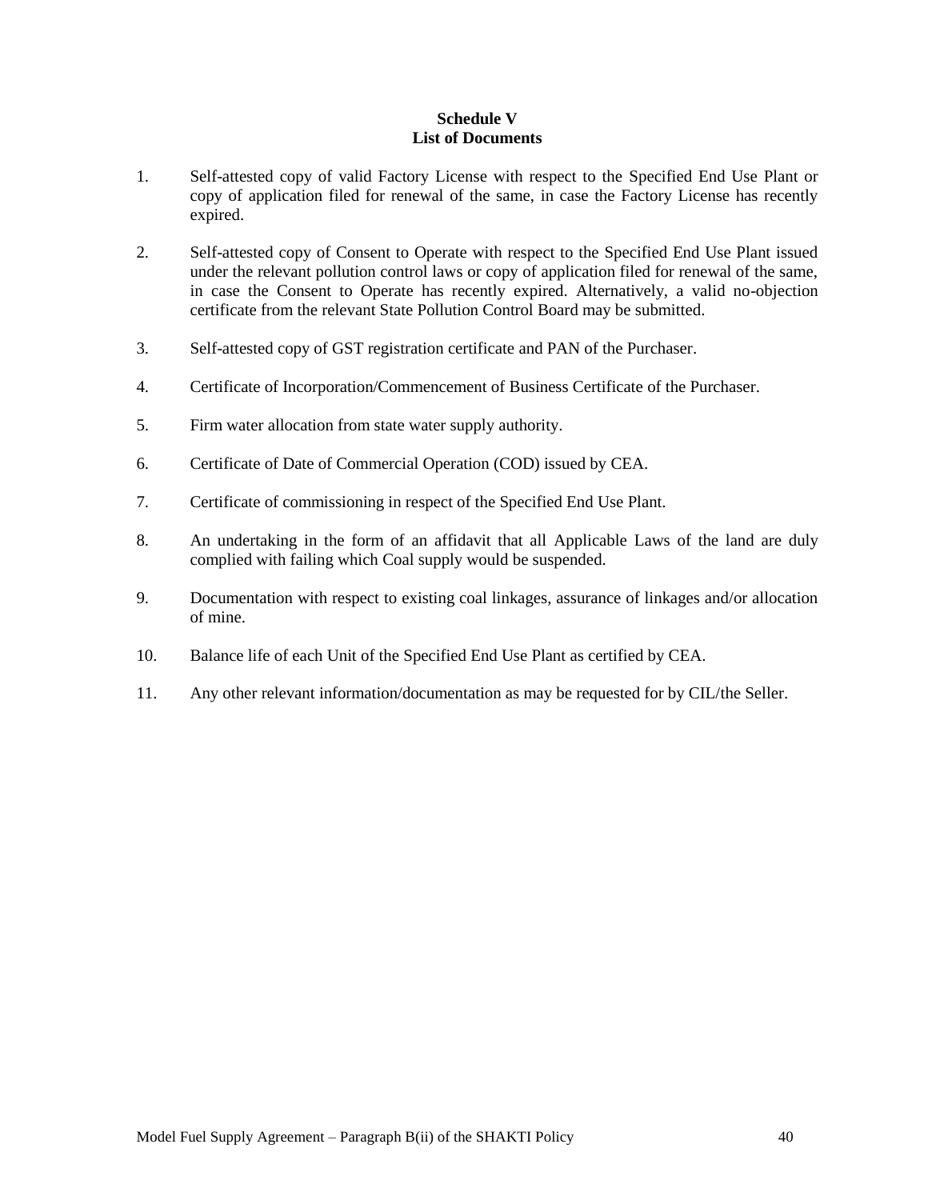## Schedule V
## List of Documents

1. Self-attested copy of valid Factory License with respect to the Specified End Use Plant or copy of application filed for renewal of the same, in case the Factory License has recently expired.

2. Self-attested copy of Consent to Operate with respect to the Specified End Use Plant issued under the relevant pollution control laws or copy of application filed for renewal of the same, in case the Consent to Operate has recently expired. Alternatively, a valid no-objection certificate from the relevant State Pollution Control Board may be submitted.

3. Self-attested copy of GST registration certificate and PAN of the Purchaser.

4. Certificate of Incorporation/Commencement of Business Certificate of the Purchaser.

5. Firm water allocation from state water supply authority.

6. Certificate of Date of Commercial Operation (COD) issued by CEA.

7. Certificate of commissioning in respect of the Specified End Use Plant.

8. An undertaking in the form of an affidavit that all Applicable Laws of the land are duly complied with failing which Coal supply would be suspended.

9. Documentation with respect to existing coal linkages, assurance of linkages and/or allocation of mine.

10. Balance life of each Unit of the Specified End Use Plant as certified by CEA.

11. Any other relevant information/documentation as may be requested for by CIL/the Seller.